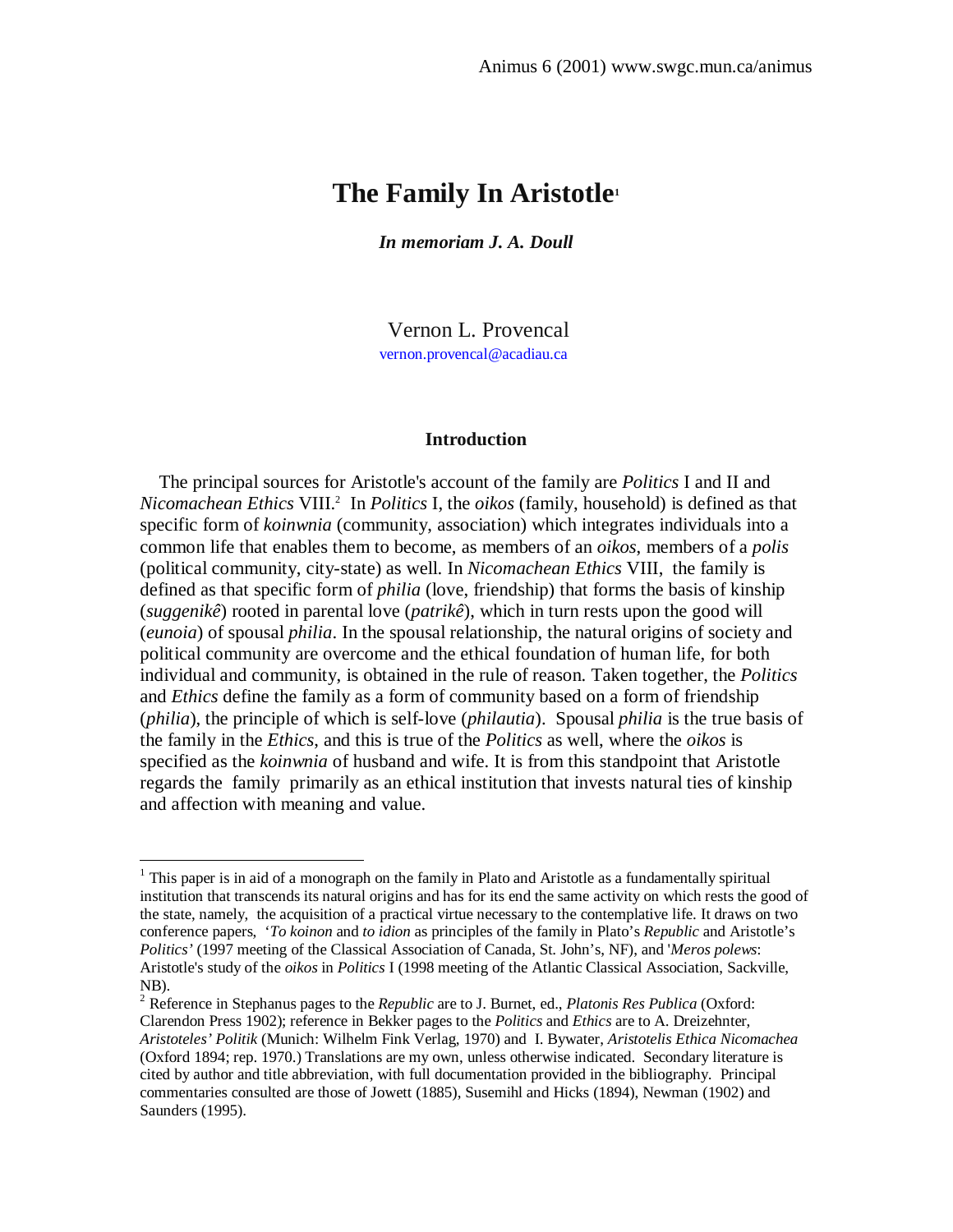# The Family In Aristotle[1]

***In memoriam J. A. Doull***

Vernon L. Provencal
vernon.provencal@acadiau.ca

## Introduction

The principal sources for Aristotle's account of the family are *Politics* I and II and *Nicomachean Ethics* VIII.[2] In *Politics* I, the *oikos* (family, household) is defined as that specific form of *koinwnia* (community, association) which integrates individuals into a common life that enables them to become, as members of an *oikos*, members of a *polis* (political community, city-state) as well. In *Nicomachean Ethics* VIII, the family is defined as that specific form of *philia* (love, friendship) that forms the basis of kinship (*suggenikê*) rooted in parental love (*patrikê*), which in turn rests upon the good will (*eunoia*) of spousal *philia*. In the spousal relationship, the natural origins of society and political community are overcome and the ethical foundation of human life, for both individual and community, is obtained in the rule of reason. Taken together, the *Politics* and *Ethics* define the family as a form of community based on a form of friendship (*philia*), the principle of which is self-love (*philautia*). Spousal *philia* is the true basis of the family in the *Ethics*, and this is true of the *Politics* as well, where the *oikos* is specified as the *koinwnia* of husband and wife. It is from this standpoint that Aristotle regards the family primarily as an ethical institution that invests natural ties of kinship and affection with meaning and value.

---

[1] This paper is in aid of a monograph on the family in Plato and Aristotle as a fundamentally spiritual institution that transcends its natural origins and has for its end the same activity on which rests the good of the state, namely, the acquisition of a practical virtue necessary to the contemplative life. It draws on two conference papers, '*To koinon* and *to idion* as principles of the family in Plato's *Republic* and Aristotle's *Politics'* (1997 meeting of the Classical Association of Canada, St. John's, NF), and '*Meros polews*: Aristotle's study of the *oikos* in *Politics* I (1998 meeting of the Atlantic Classical Association, Sackville, NB).

[2] Reference in Stephanus pages to the *Republic* are to J. Burnet, ed., *Platonis Res Publica* (Oxford: Clarendon Press 1902); reference in Bekker pages to the *Politics* and *Ethics* are to A. Dreizehnter, *Aristoteles' Politik* (Munich: Wilhelm Fink Verlag, 1970) and I. Bywater, *Aristotelis Ethica Nicomachea* (Oxford 1894; rep. 1970.) Translations are my own, unless otherwise indicated. Secondary literature is cited by author and title abbreviation, with full documentation provided in the bibliography. Principal commentaries consulted are those of Jowett (1885), Susemihl and Hicks (1894), Newman (1902) and Saunders (1995).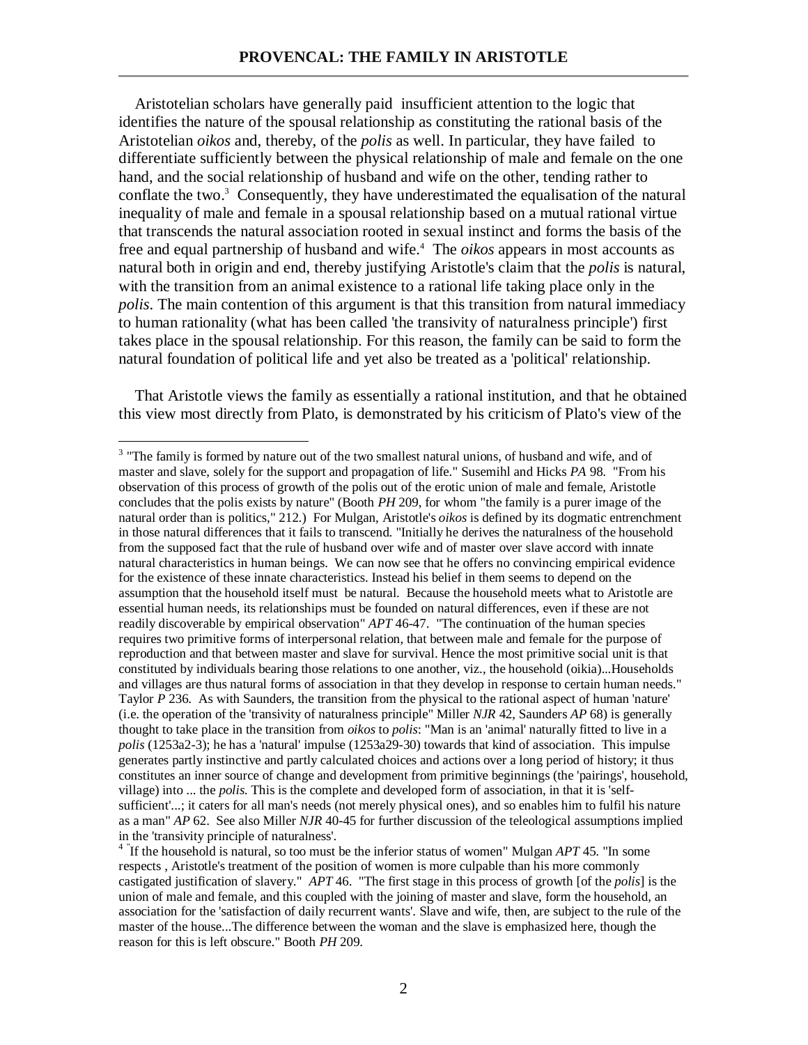Aristotelian scholars have generally paid insufficient attention to the logic that identifies the nature of the spousal relationship as constituting the rational basis of the Aristotelian *oikos* and, thereby, of the *polis* as well. In particular, they have failed to differentiate sufficiently between the physical relationship of male and female on the one hand, and the social relationship of husband and wife on the other, tending rather to conflate the two.[3] Consequently, they have underestimated the equalisation of the natural inequality of male and female in a spousal relationship based on a mutual rational virtue that transcends the natural association rooted in sexual instinct and forms the basis of the free and equal partnership of husband and wife.[4] The *oikos* appears in most accounts as natural both in origin and end, thereby justifying Aristotle's claim that the *polis* is natural, with the transition from an animal existence to a rational life taking place only in the *polis*. The main contention of this argument is that this transition from natural immediacy to human rationality (what has been called 'the transivity of naturalness principle') first takes place in the spousal relationship. For this reason, the family can be said to form the natural foundation of political life and yet also be treated as a 'political' relationship.

That Aristotle views the family as essentially a rational institution, and that he obtained this view most directly from Plato, is demonstrated by his criticism of Plato's view of the

---

[3] "The family is formed by nature out of the two smallest natural unions, of husband and wife, and of master and slave, solely for the support and propagation of life." Susemihl and Hicks *PA* 98. "From his observation of this process of growth of the polis out of the erotic union of male and female, Aristotle concludes that the polis exists by nature" (Booth *PH* 209, for whom "the family is a purer image of the natural order than is politics," 212.) For Mulgan, Aristotle's *oikos* is defined by its dogmatic entrenchment in those natural differences that it fails to transcend. "Initially he derives the naturalness of the household from the supposed fact that the rule of husband over wife and of master over slave accord with innate natural characteristics in human beings. We can now see that he offers no convincing empirical evidence for the existence of these innate characteristics. Instead his belief in them seems to depend on the assumption that the household itself must be natural. Because the household meets what to Aristotle are essential human needs, its relationships must be founded on natural differences, even if these are not readily discoverable by empirical observation" *APT* 46-47. "The continuation of the human species requires two primitive forms of interpersonal relation, that between male and female for the purpose of reproduction and that between master and slave for survival. Hence the most primitive social unit is that constituted by individuals bearing those relations to one another, viz., the household (oikia)...Households and villages are thus natural forms of association in that they develop in response to certain human needs." Taylor *P* 236. As with Saunders, the transition from the physical to the rational aspect of human 'nature' (i.e. the operation of the 'transivity of naturalness principle" Miller *NJR* 42, Saunders *AP* 68) is generally thought to take place in the transition from *oikos* to *polis*: "Man is an 'animal' naturally fitted to live in a *polis* (1253a2-3); he has a 'natural' impulse (1253a29-30) towards that kind of association. This impulse generates partly instinctive and partly calculated choices and actions over a long period of history; it thus constitutes an inner source of change and development from primitive beginnings (the 'pairings', household, village) into ... the *polis*. This is the complete and developed form of association, in that it is 'self-sufficient'...; it caters for all man's needs (not merely physical ones), and so enables him to fulfil his nature as a man" *AP* 62. See also Miller *NJR* 40-45 for further discussion of the teleological assumptions implied in the 'transivity principle of naturalness'.

[4] "If the household is natural, so too must be the inferior status of women" Mulgan *APT* 45. "In some respects , Aristotle's treatment of the position of women is more culpable than his more commonly castigated justification of slavery." *APT* 46. "The first stage in this process of growth [of the *polis*] is the union of male and female, and this coupled with the joining of master and slave, form the household, an association for the 'satisfaction of daily recurrent wants'. Slave and wife, then, are subject to the rule of the master of the house...The difference between the woman and the slave is emphasized here, though the reason for this is left obscure." Booth *PH* 209.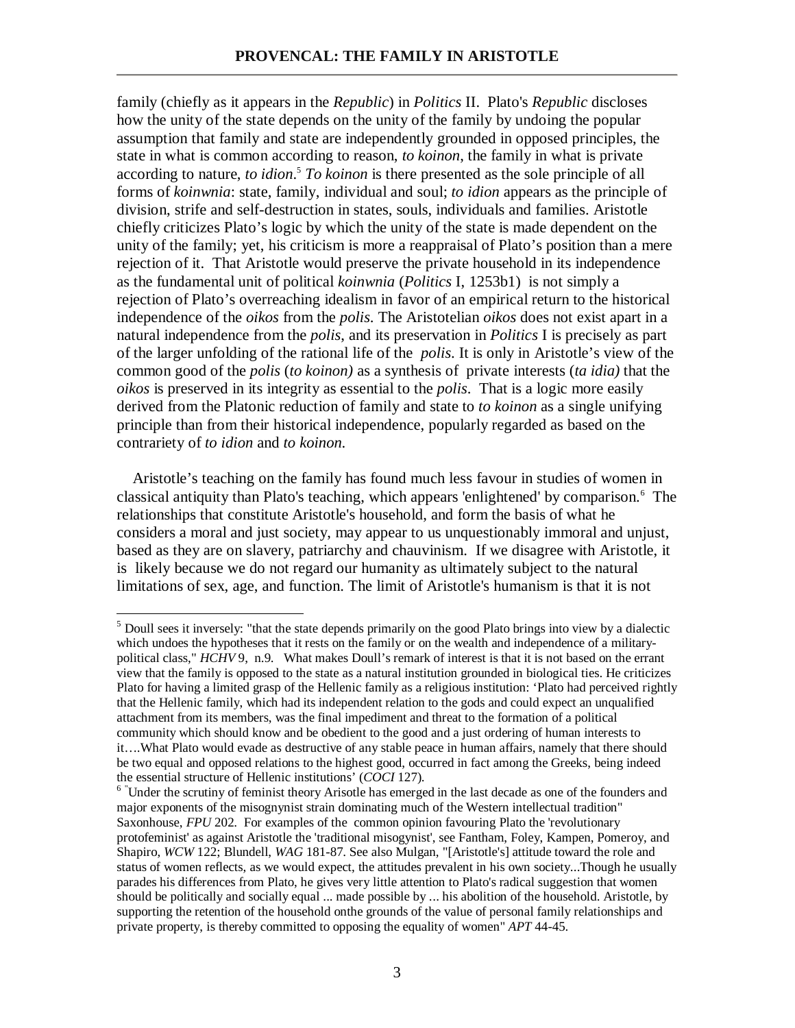family (chiefly as it appears in the *Republic*) in *Politics* II. Plato's *Republic* discloses how the unity of the state depends on the unity of the family by undoing the popular assumption that family and state are independently grounded in opposed principles, the state in what is common according to reason, *to koinon*, the family in what is private according to nature, *to idion*.[5] *To koinon* is there presented as the sole principle of all forms of *koinwnia*: state, family, individual and soul; *to idion* appears as the principle of division, strife and self-destruction in states, souls, individuals and families. Aristotle chiefly criticizes Plato's logic by which the unity of the state is made dependent on the unity of the family; yet, his criticism is more a reappraisal of Plato's position than a mere rejection of it. That Aristotle would preserve the private household in its independence as the fundamental unit of political *koinwnia* (*Politics* I, 1253b1) is not simply a rejection of Plato's overreaching idealism in favor of an empirical return to the historical independence of the *oikos* from the *polis*. The Aristotelian *oikos* does not exist apart in a natural independence from the *polis*, and its preservation in *Politics* I is precisely as part of the larger unfolding of the rational life of the *polis*. It is only in Aristotle's view of the common good of the *polis* (*to koinon)* as a synthesis of private interests (*ta idia)* that the *oikos* is preserved in its integrity as essential to the *polis*. That is a logic more easily derived from the Platonic reduction of family and state to *to koinon* as a single unifying principle than from their historical independence, popularly regarded as based on the contrariety of *to idion* and *to koinon.*

Aristotle's teaching on the family has found much less favour in studies of women in classical antiquity than Plato's teaching, which appears 'enlightened' by comparison.[6] The relationships that constitute Aristotle's household, and form the basis of what he considers a moral and just society, may appear to us unquestionably immoral and unjust, based as they are on slavery, patriarchy and chauvinism. If we disagree with Aristotle, it is likely because we do not regard our humanity as ultimately subject to the natural limitations of sex, age, and function. The limit of Aristotle's humanism is that it is not

---

[5] Doull sees it inversely: "that the state depends primarily on the good Plato brings into view by a dialectic which undoes the hypotheses that it rests on the family or on the wealth and independence of a military-political class," *HCHV* 9, n.9. What makes Doull's remark of interest is that it is not based on the errant view that the family is opposed to the state as a natural institution grounded in biological ties. He criticizes Plato for having a limited grasp of the Hellenic family as a religious institution: 'Plato had perceived rightly that the Hellenic family, which had its independent relation to the gods and could expect an unqualified attachment from its members, was the final impediment and threat to the formation of a political community which should know and be obedient to the good and a just ordering of human interests to it….What Plato would evade as destructive of any stable peace in human affairs, namely that there should be two equal and opposed relations to the highest good, occurred in fact among the Greeks, being indeed the essential structure of Hellenic institutions' (*COCI* 127).

[6] "Under the scrutiny of feminist theory Arisotle has emerged in the last decade as one of the founders and major exponents of the misognynist strain dominating much of the Western intellectual tradition" Saxonhouse, *FPU* 202. For examples of the common opinion favouring Plato the 'revolutionary protofeminist' as against Aristotle the 'traditional misogynist', see Fantham, Foley, Kampen, Pomeroy, and Shapiro, *WCW* 122; Blundell, *WAG* 181-87. See also Mulgan, "[Aristotle's] attitude toward the role and status of women reflects, as we would expect, the attitudes prevalent in his own society...Though he usually parades his differences from Plato, he gives very little attention to Plato's radical suggestion that women should be politically and socially equal ... made possible by ... his abolition of the household. Aristotle, by supporting the retention of the household onthe grounds of the value of personal family relationships and private property, is thereby committed to opposing the equality of women" *APT* 44-45.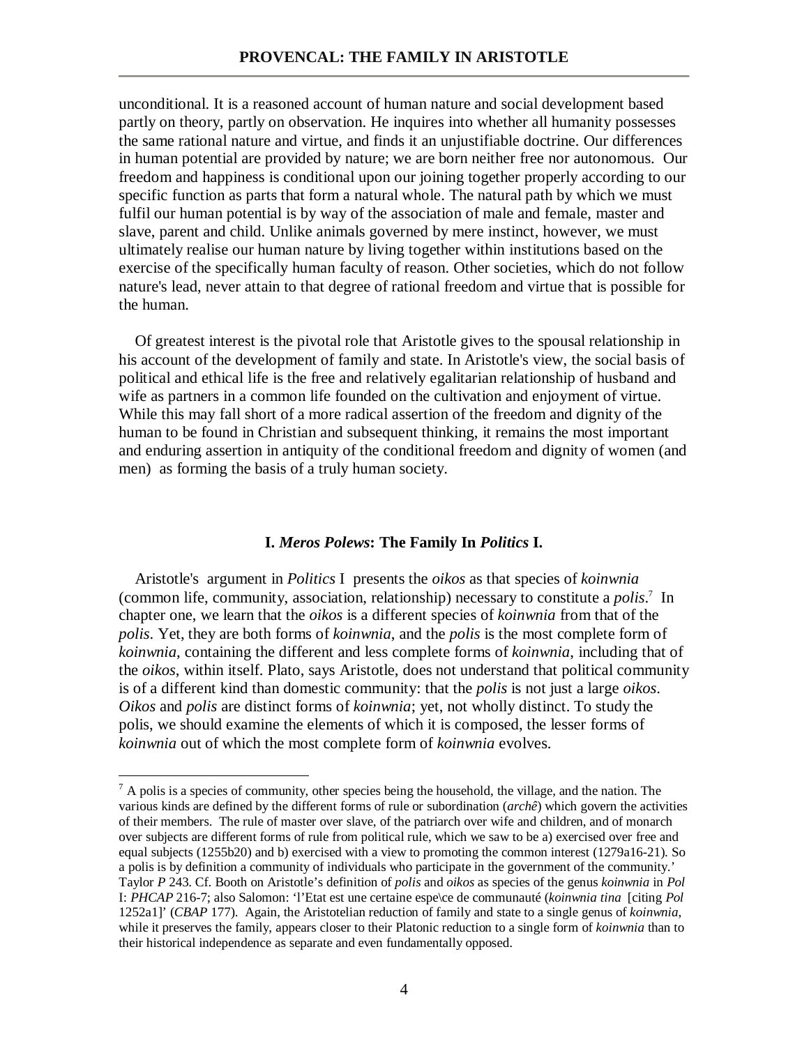unconditional. It is a reasoned account of human nature and social development based partly on theory, partly on observation. He inquires into whether all humanity possesses the same rational nature and virtue, and finds it an unjustifiable doctrine. Our differences in human potential are provided by nature; we are born neither free nor autonomous. Our freedom and happiness is conditional upon our joining together properly according to our specific function as parts that form a natural whole. The natural path by which we must fulfil our human potential is by way of the association of male and female, master and slave, parent and child. Unlike animals governed by mere instinct, however, we must ultimately realise our human nature by living together within institutions based on the exercise of the specifically human faculty of reason. Other societies, which do not follow nature's lead, never attain to that degree of rational freedom and virtue that is possible for the human.

Of greatest interest is the pivotal role that Aristotle gives to the spousal relationship in his account of the development of family and state. In Aristotle's view, the social basis of political and ethical life is the free and relatively egalitarian relationship of husband and wife as partners in a common life founded on the cultivation and enjoyment of virtue. While this may fall short of a more radical assertion of the freedom and dignity of the human to be found in Christian and subsequent thinking, it remains the most important and enduring assertion in antiquity of the conditional freedom and dignity of women (and men) as forming the basis of a truly human society.

### I. *Meros Polews*: The Family In *Politics* I.

Aristotle's argument in *Politics* I presents the *oikos* as that species of *koinwnia* (common life, community, association, relationship) necessary to constitute a *polis*.[7] In chapter one, we learn that the *oikos* is a different species of *koinwnia* from that of the *polis*. Yet, they are both forms of *koinwnia*, and the *polis* is the most complete form of *koinwnia*, containing the different and less complete forms of *koinwnia*, including that of the *oikos*, within itself. Plato, says Aristotle, does not understand that political community is of a different kind than domestic community: that the *polis* is not just a large *oikos*. *Oikos* and *polis* are distinct forms of *koinwnia*; yet, not wholly distinct. To study the polis, we should examine the elements of which it is composed, the lesser forms of *koinwnia* out of which the most complete form of *koinwnia* evolves.

---

[7] A polis is a species of community, other species being the household, the village, and the nation. The various kinds are defined by the different forms of rule or subordination (*archê*) which govern the activities of their members. The rule of master over slave, of the patriarch over wife and children, and of monarch over subjects are different forms of rule from political rule, which we saw to be a) exercised over free and equal subjects (1255b20) and b) exercised with a view to promoting the common interest (1279a16-21). So a polis is by definition a community of individuals who participate in the government of the community.' Taylor *P* 243. Cf. Booth on Aristotle's definition of *polis* and *oikos* as species of the genus *koinwnia* in *Pol* I: *PHCAP* 216-7; also Salomon: 'l'Etat est une certaine espe\ce de communauté (*koinwnia tina* [citing *Pol* 1252a1]' (*CBAP* 177). Again, the Aristotelian reduction of family and state to a single genus of *koinwnia,* while it preserves the family, appears closer to their Platonic reduction to a single form of *koinwnia* than to their historical independence as separate and even fundamentally opposed.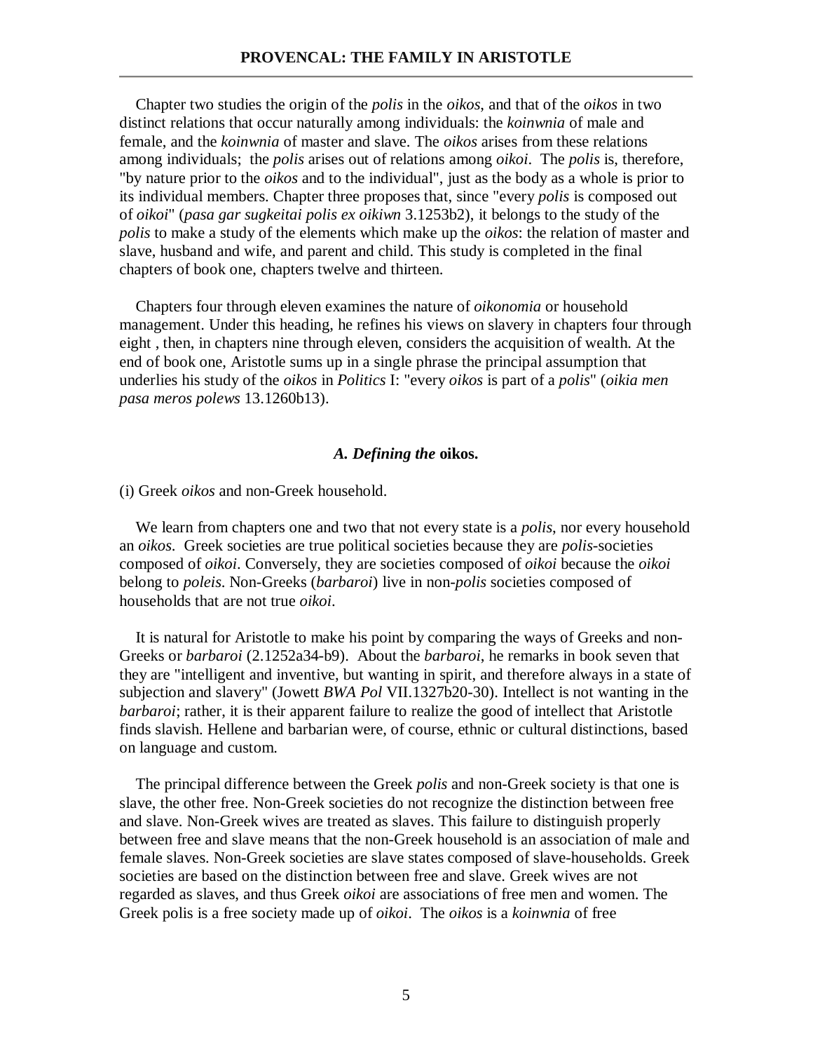Chapter two studies the origin of the *polis* in the *oikos*, and that of the *oikos* in two distinct relations that occur naturally among individuals: the *koinwnia* of male and female, and the *koinwnia* of master and slave. The *oikos* arises from these relations among individuals; the *polis* arises out of relations among *oikoi*. The *polis* is, therefore, "by nature prior to the *oikos* and to the individual", just as the body as a whole is prior to its individual members. Chapter three proposes that, since "every *polis* is composed out of *oikoi*" (*pasa gar sugkeitai polis ex oikiwn* 3.1253b2), it belongs to the study of the *polis* to make a study of the elements which make up the *oikos*: the relation of master and slave, husband and wife, and parent and child. This study is completed in the final chapters of book one, chapters twelve and thirteen.

Chapters four through eleven examines the nature of *oikonomia* or household management. Under this heading, he refines his views on slavery in chapters four through eight , then, in chapters nine through eleven, considers the acquisition of wealth. At the end of book one, Aristotle sums up in a single phrase the principal assumption that underlies his study of the *oikos* in *Politics* I: "every *oikos* is part of a *polis*" (*oikia men pasa meros polews* 13.1260b13).

### *A. Defining the* oikos.

(i) Greek *oikos* and non-Greek household.

We learn from chapters one and two that not every state is a *polis*, nor every household an *oikos*. Greek societies are true political societies because they are *polis*-societies composed of *oikoi*. Conversely, they are societies composed of *oikoi* because the *oikoi* belong to *poleis*. Non-Greeks (*barbaroi*) live in non-*polis* societies composed of households that are not true *oikoi*.

It is natural for Aristotle to make his point by comparing the ways of Greeks and non-Greeks or *barbaroi* (2.1252a34-b9). About the *barbaroi*, he remarks in book seven that they are "intelligent and inventive, but wanting in spirit, and therefore always in a state of subjection and slavery" (Jowett *BWA Pol* VII.1327b20-30). Intellect is not wanting in the *barbaroi*; rather, it is their apparent failure to realize the good of intellect that Aristotle finds slavish. Hellene and barbarian were, of course, ethnic or cultural distinctions, based on language and custom.

The principal difference between the Greek *polis* and non-Greek society is that one is slave, the other free. Non-Greek societies do not recognize the distinction between free and slave. Non-Greek wives are treated as slaves. This failure to distinguish properly between free and slave means that the non-Greek household is an association of male and female slaves. Non-Greek societies are slave states composed of slave-households. Greek societies are based on the distinction between free and slave. Greek wives are not regarded as slaves, and thus Greek *oikoi* are associations of free men and women. The Greek polis is a free society made up of *oikoi*. The *oikos* is a *koinwnia* of free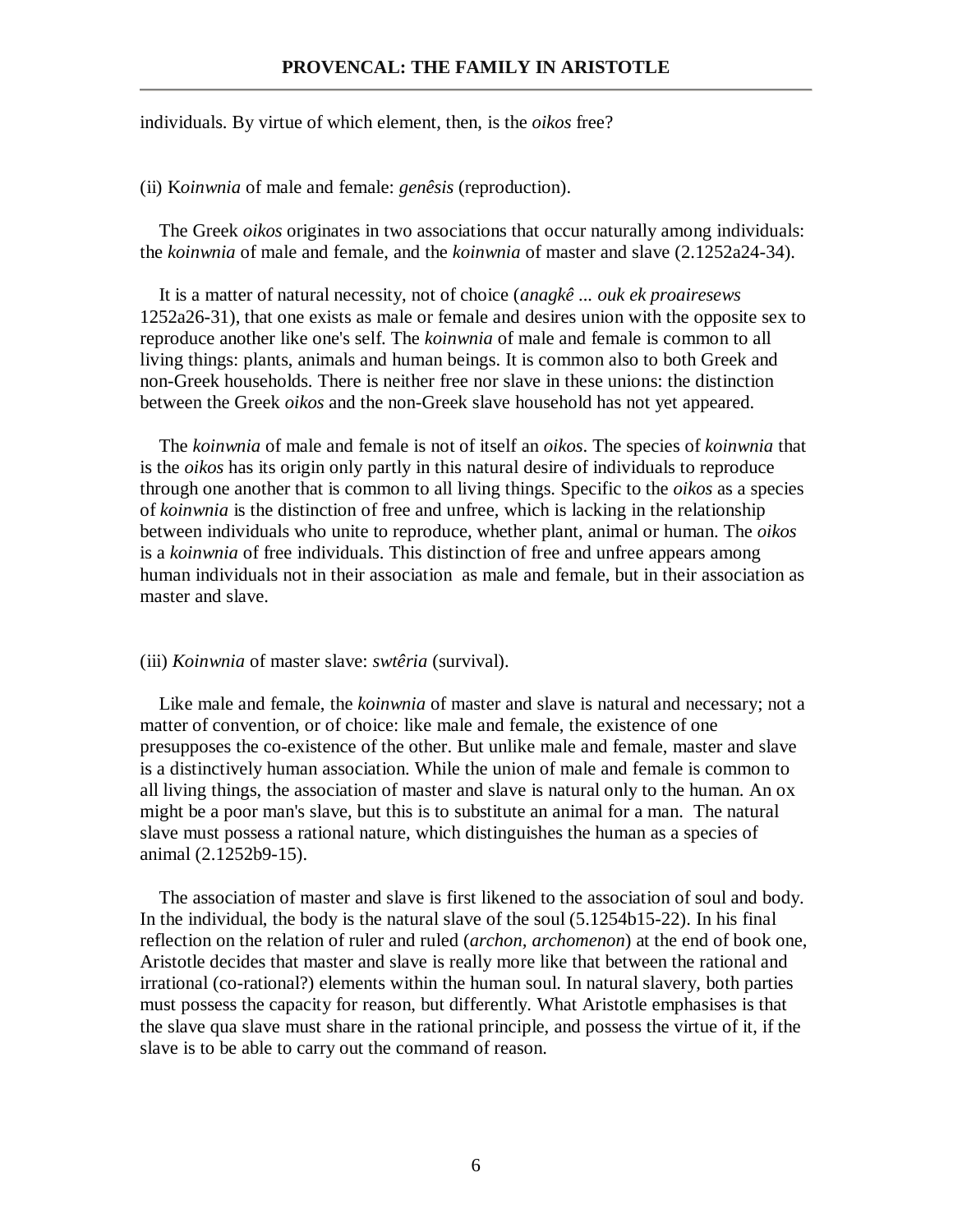individuals. By virtue of which element, then, is the *oikos* free?

(ii) K*oinwnia* of male and female: *genêsis* (reproduction).

The Greek *oikos* originates in two associations that occur naturally among individuals: the *koinwnia* of male and female, and the *koinwnia* of master and slave (2.1252a24-34).

It is a matter of natural necessity, not of choice (*anagkê ... ouk ek proairesews* 1252a26-31), that one exists as male or female and desires union with the opposite sex to reproduce another like one's self. The *koinwnia* of male and female is common to all living things: plants, animals and human beings. It is common also to both Greek and non-Greek households. There is neither free nor slave in these unions: the distinction between the Greek *oikos* and the non-Greek slave household has not yet appeared.

The *koinwnia* of male and female is not of itself an *oikos*. The species of *koinwnia* that is the *oikos* has its origin only partly in this natural desire of individuals to reproduce through one another that is common to all living things. Specific to the *oikos* as a species of *koinwnia* is the distinction of free and unfree, which is lacking in the relationship between individuals who unite to reproduce, whether plant, animal or human. The *oikos* is a *koinwnia* of free individuals. This distinction of free and unfree appears among human individuals not in their association as male and female, but in their association as master and slave.

(iii) *Koinwnia* of master slave: *swtêria* (survival).

Like male and female, the *koinwnia* of master and slave is natural and necessary; not a matter of convention, or of choice: like male and female, the existence of one presupposes the co-existence of the other. But unlike male and female, master and slave is a distinctively human association. While the union of male and female is common to all living things, the association of master and slave is natural only to the human. An ox might be a poor man's slave, but this is to substitute an animal for a man. The natural slave must possess a rational nature, which distinguishes the human as a species of animal (2.1252b9-15).

The association of master and slave is first likened to the association of soul and body. In the individual, the body is the natural slave of the soul (5.1254b15-22). In his final reflection on the relation of ruler and ruled (*archon*, *archomenon*) at the end of book one, Aristotle decides that master and slave is really more like that between the rational and irrational (co-rational?) elements within the human soul. In natural slavery, both parties must possess the capacity for reason, but differently. What Aristotle emphasises is that the slave qua slave must share in the rational principle, and possess the virtue of it, if the slave is to be able to carry out the command of reason.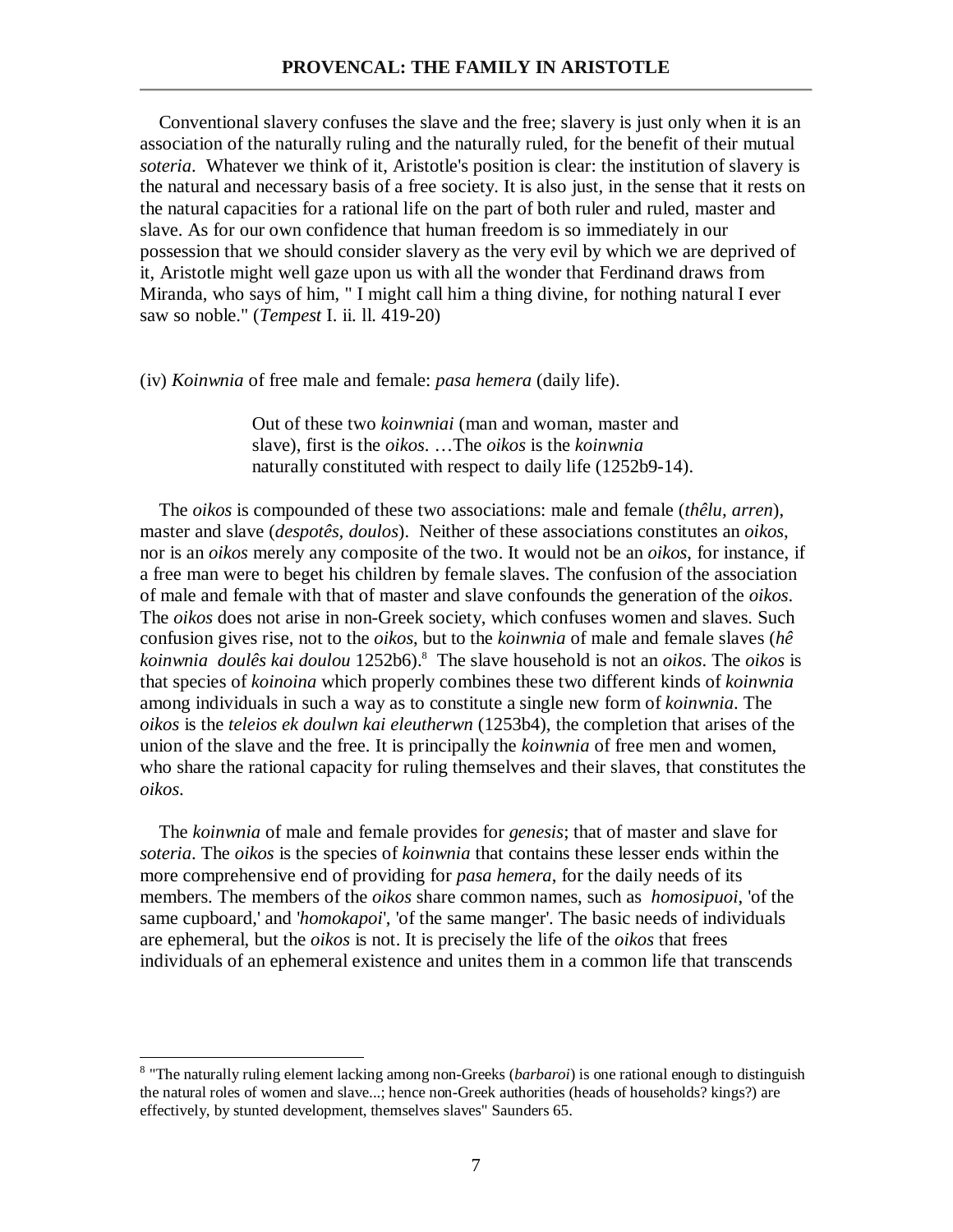Conventional slavery confuses the slave and the free; slavery is just only when it is an association of the naturally ruling and the naturally ruled, for the benefit of their mutual *soteria*. Whatever we think of it, Aristotle's position is clear: the institution of slavery is the natural and necessary basis of a free society. It is also just, in the sense that it rests on the natural capacities for a rational life on the part of both ruler and ruled, master and slave. As for our own confidence that human freedom is so immediately in our possession that we should consider slavery as the very evil by which we are deprived of it, Aristotle might well gaze upon us with all the wonder that Ferdinand draws from Miranda, who says of him, " I might call him a thing divine, for nothing natural I ever saw so noble." (*Tempest* I. ii. ll. 419-20)

(iv) *Koinwnia* of free male and female: *pasa hemera* (daily life).

> Out of these two *koinwniai* (man and woman, master and slave), first is the *oikos*. …The *oikos* is the *koinwnia* naturally constituted with respect to daily life (1252b9-14).

The *oikos* is compounded of these two associations: male and female (*thêlu, arren*), master and slave (*despotês, doulos*). Neither of these associations constitutes an *oikos*, nor is an *oikos* merely any composite of the two. It would not be an *oikos*, for instance, if a free man were to beget his children by female slaves. The confusion of the association of male and female with that of master and slave confounds the generation of the *oikos*. The *oikos* does not arise in non-Greek society, which confuses women and slaves. Such confusion gives rise, not to the *oikos*, but to the *koinwnia* of male and female slaves (*hê koinwnia doulês kai doulou* 1252b6).[8] The slave household is not an *oikos*. The *oikos* is that species of *koinoina* which properly combines these two different kinds of *koinwnia* among individuals in such a way as to constitute a single new form of *koinwnia*. The *oikos* is the *teleios ek doulwn kai eleutherwn* (1253b4), the completion that arises of the union of the slave and the free. It is principally the *koinwnia* of free men and women, who share the rational capacity for ruling themselves and their slaves, that constitutes the *oikos*.

The *koinwnia* of male and female provides for *genesis*; that of master and slave for *soteria*. The *oikos* is the species of *koinwnia* that contains these lesser ends within the more comprehensive end of providing for *pasa hemera*, for the daily needs of its members. The members of the *oikos* share common names, such as *homosipuoi*, 'of the same cupboard,' and '*homokapoi*', 'of the same manger'. The basic needs of individuals are ephemeral, but the *oikos* is not. It is precisely the life of the *oikos* that frees individuals of an ephemeral existence and unites them in a common life that transcends

[8] "The naturally ruling element lacking among non-Greeks (*barbaroi*) is one rational enough to distinguish the natural roles of women and slave...; hence non-Greek authorities (heads of households? kings?) are effectively, by stunted development, themselves slaves" Saunders 65.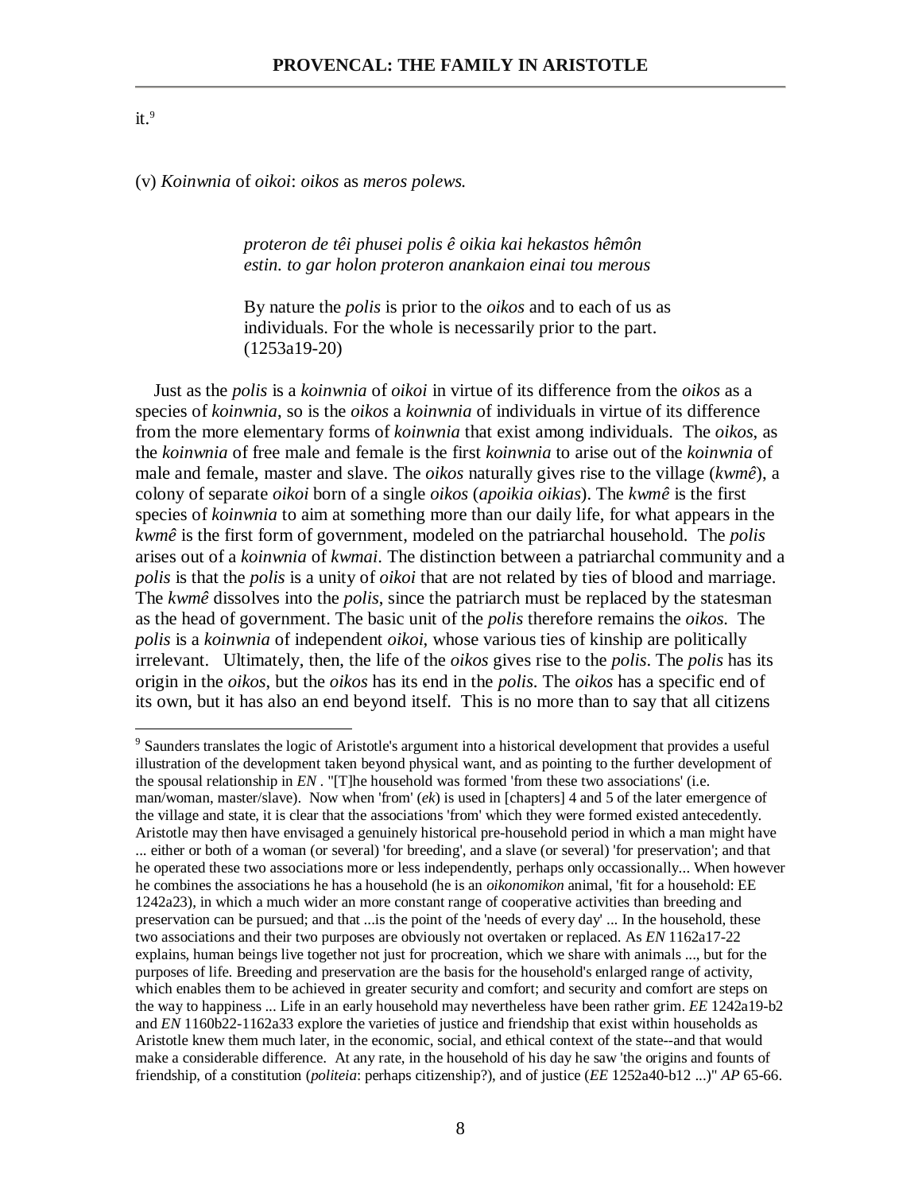it.[9]

(v) *Koinwnia* of *oikoi*: *oikos* as *meros polews.*

> *proteron de têi phusei polis ê oikia kai hekastos hêmôn estin. to gar holon proteron anankaion einai tou merous*
>
> By nature the *polis* is prior to the *oikos* and to each of us as individuals. For the whole is necessarily prior to the part. (1253a19-20)

Just as the *polis* is a *koinwnia* of *oikoi* in virtue of its difference from the *oikos* as a species of *koinwnia*, so is the *oikos* a *koinwnia* of individuals in virtue of its difference from the more elementary forms of *koinwnia* that exist among individuals. The *oikos*, as the *koinwnia* of free male and female is the first *koinwnia* to arise out of the *koinwnia* of male and female, master and slave. The *oikos* naturally gives rise to the village (*kwmê*), a colony of separate *oikoi* born of a single *oikos* (*apoikia oikias*). The *kwmê* is the first species of *koinwnia* to aim at something more than our daily life, for what appears in the *kwmê* is the first form of government, modeled on the patriarchal household. The *polis* arises out of a *koinwnia* of *kwmai*. The distinction between a patriarchal community and a *polis* is that the *polis* is a unity of *oikoi* that are not related by ties of blood and marriage. The *kwmê* dissolves into the *polis*, since the patriarch must be replaced by the statesman as the head of government. The basic unit of the *polis* therefore remains the *oikos*. The *polis* is a *koinwnia* of independent *oikoi*, whose various ties of kinship are politically irrelevant. Ultimately, then, the life of the *oikos* gives rise to the *polis*. The *polis* has its origin in the *oikos*, but the *oikos* has its end in the *polis*. The *oikos* has a specific end of its own, but it has also an end beyond itself. This is no more than to say that all citizens

---

[9] Saunders translates the logic of Aristotle's argument into a historical development that provides a useful illustration of the development taken beyond physical want, and as pointing to the further development of the spousal relationship in *EN* . "[T]he household was formed 'from these two associations' (i.e. man/woman, master/slave). Now when 'from' (*ek*) is used in [chapters] 4 and 5 of the later emergence of the village and state, it is clear that the associations 'from' which they were formed existed antecedently. Aristotle may then have envisaged a genuinely historical pre-household period in which a man might have ... either or both of a woman (or several) 'for breeding', and a slave (or several) 'for preservation'; and that he operated these two associations more or less independently, perhaps only occassionally... When however he combines the associations he has a household (he is an *oikonomikon* animal, 'fit for a household: EE 1242a23), in which a much wider an more constant range of cooperative activities than breeding and preservation can be pursued; and that ...is the point of the 'needs of every day' ... In the household, these two associations and their two purposes are obviously not overtaken or replaced. As *EN* 1162a17-22 explains, human beings live together not just for procreation, which we share with animals ..., but for the purposes of life. Breeding and preservation are the basis for the household's enlarged range of activity, which enables them to be achieved in greater security and comfort; and security and comfort are steps on the way to happiness ... Life in an early household may nevertheless have been rather grim. *EE* 1242a19-b2 and *EN* 1160b22-1162a33 explore the varieties of justice and friendship that exist within households as Aristotle knew them much later, in the economic, social, and ethical context of the state--and that would make a considerable difference. At any rate, in the household of his day he saw 'the origins and founts of friendship, of a constitution (*politeia*: perhaps citizenship?), and of justice (*EE* 1252a40-b12 ...)" *AP* 65-66.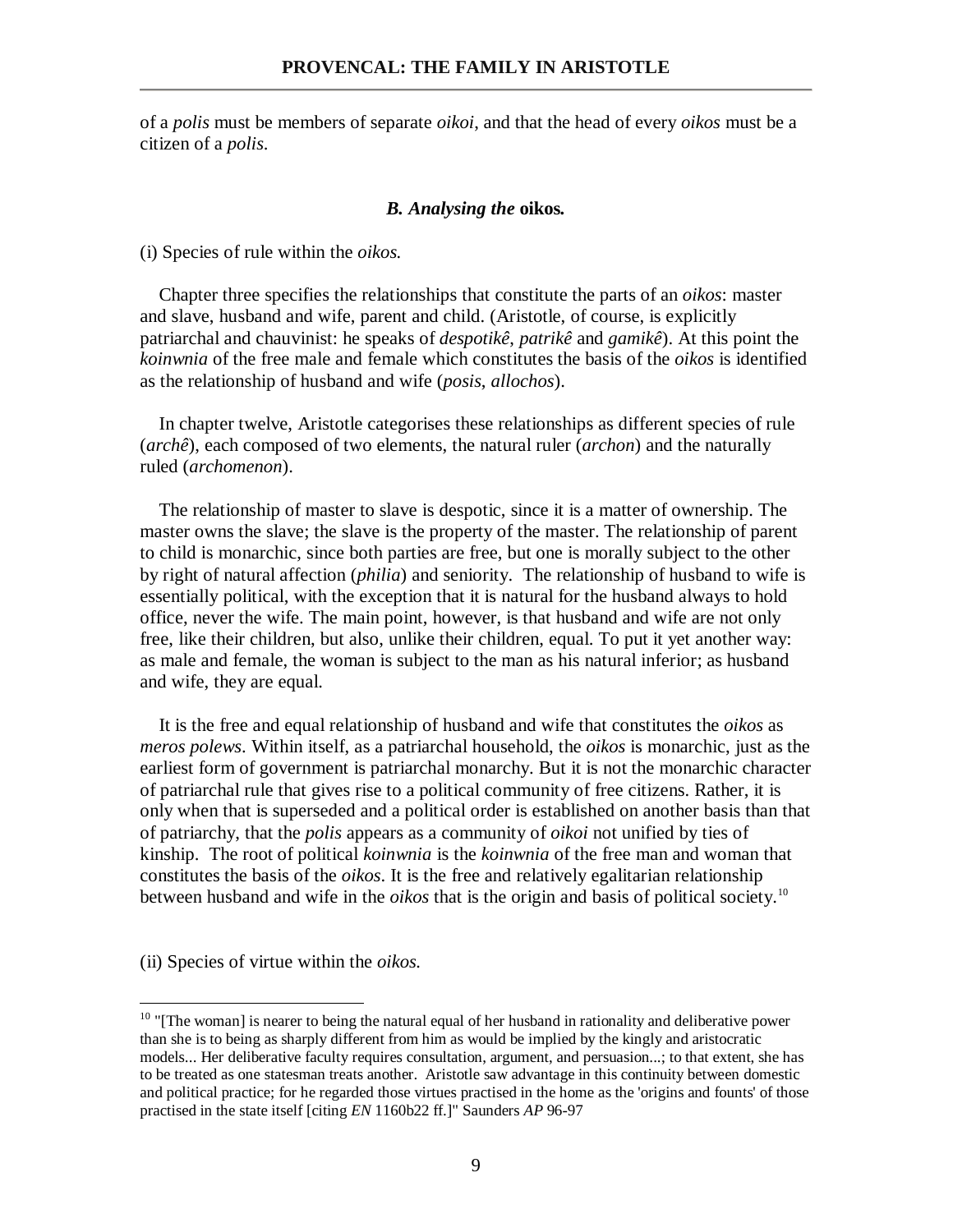of a *polis* must be members of separate *oikoi*, and that the head of every *oikos* must be a citizen of a *polis*.

### *B. Analysing the* **oikos.**

(i) Species of rule within the *oikos.*

Chapter three specifies the relationships that constitute the parts of an *oikos*: master and slave, husband and wife, parent and child. (Aristotle, of course, is explicitly patriarchal and chauvinist: he speaks of *despotikê*, *patrikê* and *gamikê*). At this point the *koinwnia* of the free male and female which constitutes the basis of the *oikos* is identified as the relationship of husband and wife (*posis*, *allochos*).

In chapter twelve, Aristotle categorises these relationships as different species of rule (*archê*), each composed of two elements, the natural ruler (*archon*) and the naturally ruled (*archomenon*).

The relationship of master to slave is despotic, since it is a matter of ownership. The master owns the slave; the slave is the property of the master. The relationship of parent to child is monarchic, since both parties are free, but one is morally subject to the other by right of natural affection (*philia*) and seniority. The relationship of husband to wife is essentially political, with the exception that it is natural for the husband always to hold office, never the wife. The main point, however, is that husband and wife are not only free, like their children, but also, unlike their children, equal. To put it yet another way: as male and female, the woman is subject to the man as his natural inferior; as husband and wife, they are equal.

It is the free and equal relationship of husband and wife that constitutes the *oikos* as *meros polews*. Within itself, as a patriarchal household, the *oikos* is monarchic, just as the earliest form of government is patriarchal monarchy. But it is not the monarchic character of patriarchal rule that gives rise to a political community of free citizens. Rather, it is only when that is superseded and a political order is established on another basis than that of patriarchy, that the *polis* appears as a community of *oikoi* not unified by ties of kinship. The root of political *koinwnia* is the *koinwnia* of the free man and woman that constitutes the basis of the *oikos*. It is the free and relatively egalitarian relationship between husband and wife in the *oikos* that is the origin and basis of political society.[10]

(ii) Species of virtue within the *oikos.*

---

[10] "[The woman] is nearer to being the natural equal of her husband in rationality and deliberative power than she is to being as sharply different from him as would be implied by the kingly and aristocratic models... Her deliberative faculty requires consultation, argument, and persuasion...; to that extent, she has to be treated as one statesman treats another. Aristotle saw advantage in this continuity between domestic and political practice; for he regarded those virtues practised in the home as the 'origins and founts' of those practised in the state itself [citing *EN* 1160b22 ff.]" Saunders *AP* 96-97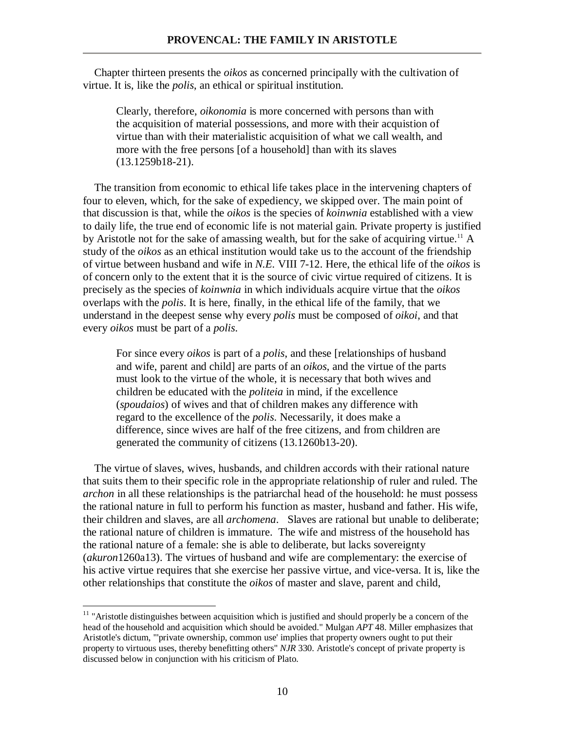Chapter thirteen presents the *oikos* as concerned principally with the cultivation of virtue. It is, like the *polis*, an ethical or spiritual institution.

> Clearly, therefore, *oikonomia* is more concerned with persons than with the acquisition of material possessions, and more with their acquistion of virtue than with their materialistic acquisition of what we call wealth, and more with the free persons [of a household] than with its slaves (13.1259b18-21).

The transition from economic to ethical life takes place in the intervening chapters of four to eleven, which, for the sake of expediency, we skipped over. The main point of that discussion is that, while the *oikos* is the species of *koinwnia* established with a view to daily life, the true end of economic life is not material gain. Private property is justified by Aristotle not for the sake of amassing wealth, but for the sake of acquiring virtue.[11] A study of the *oikos* as an ethical institution would take us to the account of the friendship of virtue between husband and wife in *N.E.* VIII 7-12. Here, the ethical life of the *oikos* is of concern only to the extent that it is the source of civic virtue required of citizens. It is precisely as the species of *koinwnia* in which individuals acquire virtue that the *oikos* overlaps with the *polis*. It is here, finally, in the ethical life of the family, that we understand in the deepest sense why every *polis* must be composed of *oikoi*, and that every *oikos* must be part of a *polis*.

> For since every *oikos* is part of a *polis*, and these [relationships of husband and wife, parent and child] are parts of an *oikos*, and the virtue of the parts must look to the virtue of the whole, it is necessary that both wives and children be educated with the *politeia* in mind, if the excellence (*spoudaios*) of wives and that of children makes any difference with regard to the excellence of the *polis*. Necessarily, it does make a difference, since wives are half of the free citizens, and from children are generated the community of citizens (13.1260b13-20).

The virtue of slaves, wives, husbands, and children accords with their rational nature that suits them to their specific role in the appropriate relationship of ruler and ruled. The *archon* in all these relationships is the patriarchal head of the household: he must possess the rational nature in full to perform his function as master, husband and father. His wife, their children and slaves, are all *archomena*. Slaves are rational but unable to deliberate; the rational nature of children is immature. The wife and mistress of the household has the rational nature of a female: she is able to deliberate, but lacks sovereignty (*akuron*1260a13). The virtues of husband and wife are complementary: the exercise of his active virtue requires that she exercise her passive virtue, and vice-versa. It is, like the other relationships that constitute the *oikos* of master and slave, parent and child,

---

[11] "Aristotle distinguishes between acquisition which is justified and should properly be a concern of the head of the household and acquisition which should be avoided." Mulgan *APT* 48. Miller emphasizes that Aristotle's dictum, "'private ownership, common use' implies that property owners ought to put their property to virtuous uses, thereby benefitting others" *NJR* 330. Aristotle's concept of private property is discussed below in conjunction with his criticism of Plato.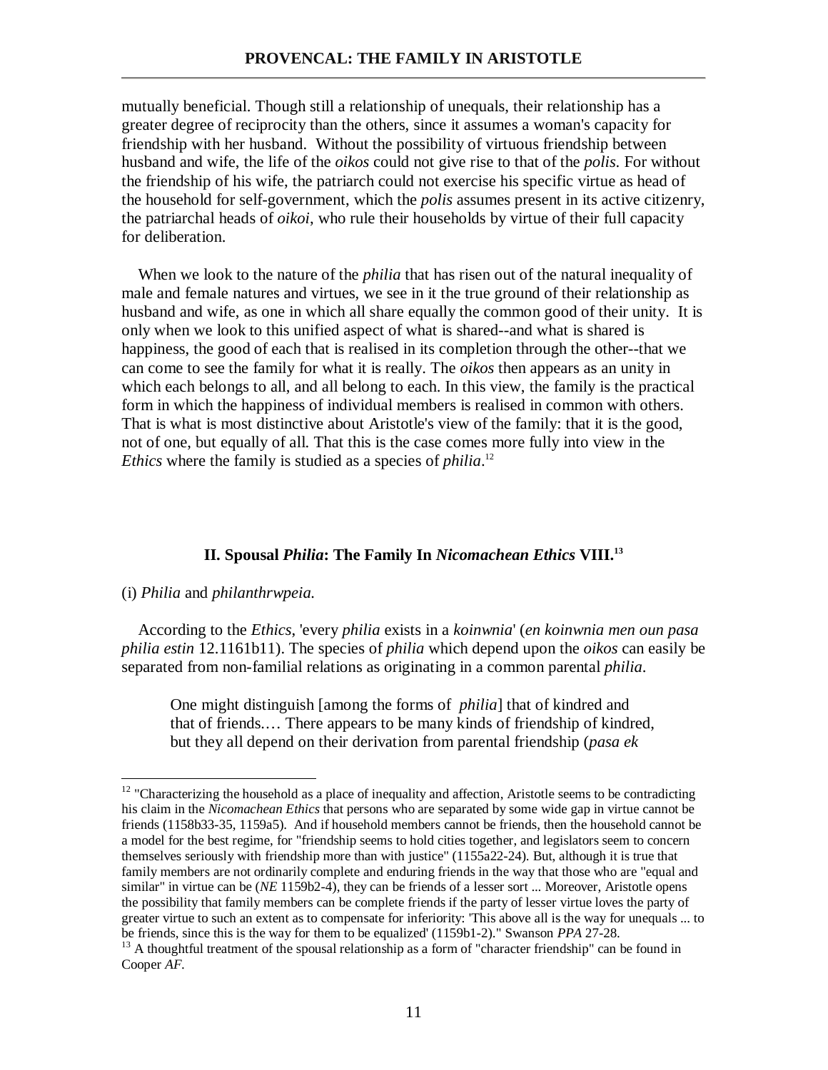mutually beneficial. Though still a relationship of unequals, their relationship has a greater degree of reciprocity than the others, since it assumes a woman's capacity for friendship with her husband. Without the possibility of virtuous friendship between husband and wife, the life of the *oikos* could not give rise to that of the *polis*. For without the friendship of his wife, the patriarch could not exercise his specific virtue as head of the household for self-government, which the *polis* assumes present in its active citizenry, the patriarchal heads of *oikoi*, who rule their households by virtue of their full capacity for deliberation.

When we look to the nature of the *philia* that has risen out of the natural inequality of male and female natures and virtues, we see in it the true ground of their relationship as husband and wife, as one in which all share equally the common good of their unity. It is only when we look to this unified aspect of what is shared--and what is shared is happiness, the good of each that is realised in its completion through the other--that we can come to see the family for what it is really. The *oikos* then appears as an unity in which each belongs to all, and all belong to each. In this view, the family is the practical form in which the happiness of individual members is realised in common with others. That is what is most distinctive about Aristotle's view of the family: that it is the good, not of one, but equally of all. That this is the case comes more fully into view in the *Ethics* where the family is studied as a species of *philia*.[12]

## II. Spousal *Philia*: The Family In *Nicomachean Ethics* VIII.[13]

(i) *Philia* and *philanthrwpeia.*

According to the *Ethics*, 'every *philia* exists in a *koinwnia*' (*en koinwnia men oun pasa philia estin* 12.1161b11). The species of *philia* which depend upon the *oikos* can easily be separated from non-familial relations as originating in a common parental *philia*.

> One might distinguish [among the forms of *philia*] that of kindred and that of friends.… There appears to be many kinds of friendship of kindred, but they all depend on their derivation from parental friendship (*pasa ek*

---

[12] "Characterizing the household as a place of inequality and affection, Aristotle seems to be contradicting his claim in the *Nicomachean Ethics* that persons who are separated by some wide gap in virtue cannot be friends (1158b33-35, 1159a5). And if household members cannot be friends, then the household cannot be a model for the best regime, for "friendship seems to hold cities together, and legislators seem to concern themselves seriously with friendship more than with justice" (1155a22-24). But, although it is true that family members are not ordinarily complete and enduring friends in the way that those who are "equal and similar" in virtue can be (*NE* 1159b2-4), they can be friends of a lesser sort ... Moreover, Aristotle opens the possibility that family members can be complete friends if the party of lesser virtue loves the party of greater virtue to such an extent as to compensate for inferiority: 'This above all is the way for unequals ... to be friends, since this is the way for them to be equalized' (1159b1-2)." Swanson *PPA* 27-28.

[13] A thoughtful treatment of the spousal relationship as a form of "character friendship" can be found in Cooper *AF*.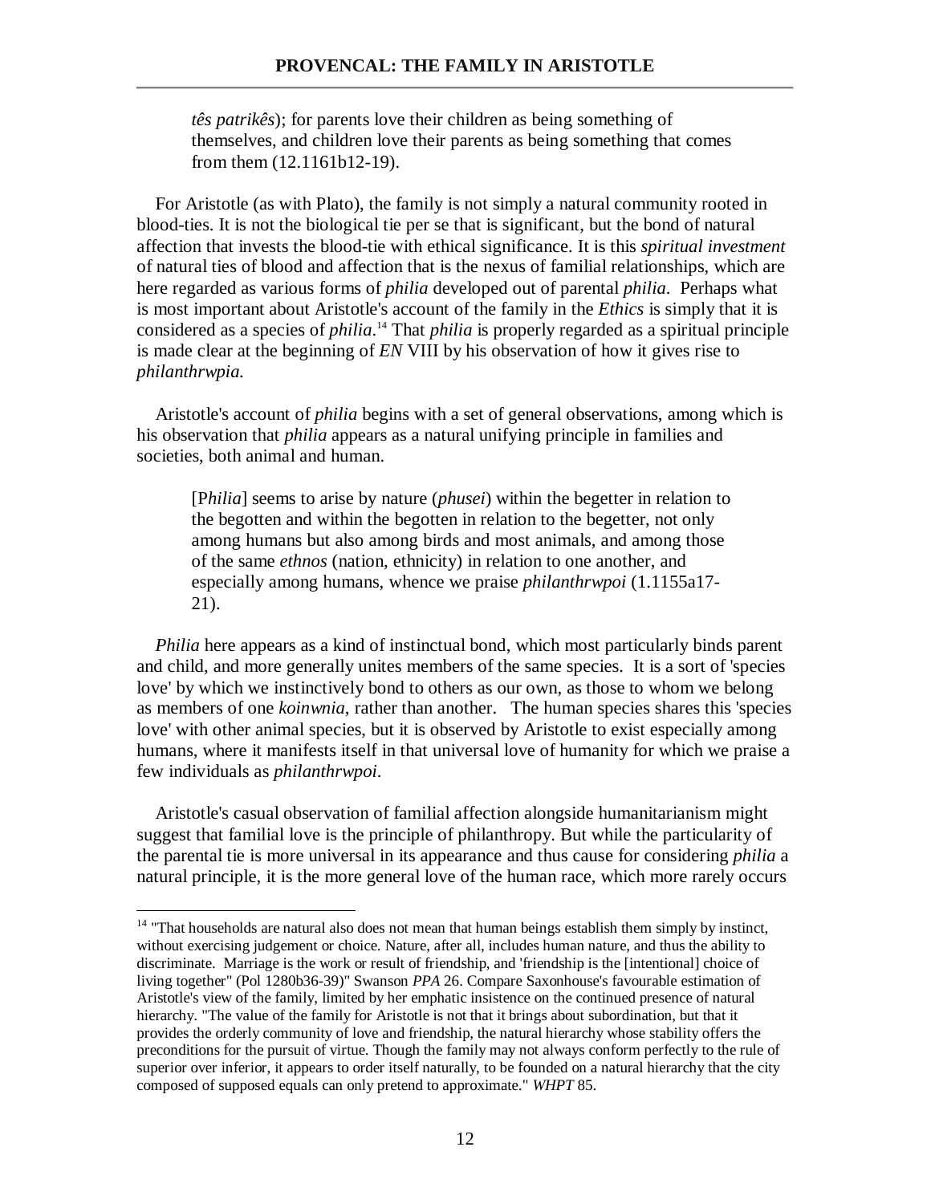> *tês patrikês*); for parents love their children as being something of themselves, and children love their parents as being something that comes from them (12.1161b12-19).

For Aristotle (as with Plato), the family is not simply a natural community rooted in blood-ties. It is not the biological tie per se that is significant, but the bond of natural affection that invests the blood-tie with ethical significance. It is this *spiritual investment* of natural ties of blood and affection that is the nexus of familial relationships, which are here regarded as various forms of *philia* developed out of parental *philia*. Perhaps what is most important about Aristotle's account of the family in the *Ethics* is simply that it is considered as a species of *philia*.[14] That *philia* is properly regarded as a spiritual principle is made clear at the beginning of *EN* VIII by his observation of how it gives rise to *philanthrwpia.*

Aristotle's account of *philia* begins with a set of general observations, among which is his observation that *philia* appears as a natural unifying principle in families and societies, both animal and human.

> [P*hilia*] seems to arise by nature (*phusei*) within the begetter in relation to the begotten and within the begotten in relation to the begetter, not only among humans but also among birds and most animals, and among those of the same *ethnos* (nation, ethnicity) in relation to one another, and especially among humans, whence we praise *philanthrwpoi* (1.1155a17-21).

*Philia* here appears as a kind of instinctual bond, which most particularly binds parent and child, and more generally unites members of the same species. It is a sort of 'species love' by which we instinctively bond to others as our own, as those to whom we belong as members of one *koinwnia*, rather than another. The human species shares this 'species love' with other animal species, but it is observed by Aristotle to exist especially among humans, where it manifests itself in that universal love of humanity for which we praise a few individuals as *philanthrwpoi*.

Aristotle's casual observation of familial affection alongside humanitarianism might suggest that familial love is the principle of philanthropy. But while the particularity of the parental tie is more universal in its appearance and thus cause for considering *philia* a natural principle, it is the more general love of the human race, which more rarely occurs

---

[14] "That households are natural also does not mean that human beings establish them simply by instinct, without exercising judgement or choice. Nature, after all, includes human nature, and thus the ability to discriminate. Marriage is the work or result of friendship, and 'friendship is the [intentional] choice of living together" (Pol 1280b36-39)" Swanson *PPA* 26. Compare Saxonhouse's favourable estimation of Aristotle's view of the family, limited by her emphatic insistence on the continued presence of natural hierarchy. "The value of the family for Aristotle is not that it brings about subordination, but that it provides the orderly community of love and friendship, the natural hierarchy whose stability offers the preconditions for the pursuit of virtue. Though the family may not always conform perfectly to the rule of superior over inferior, it appears to order itself naturally, to be founded on a natural hierarchy that the city composed of supposed equals can only pretend to approximate." *WHPT* 85.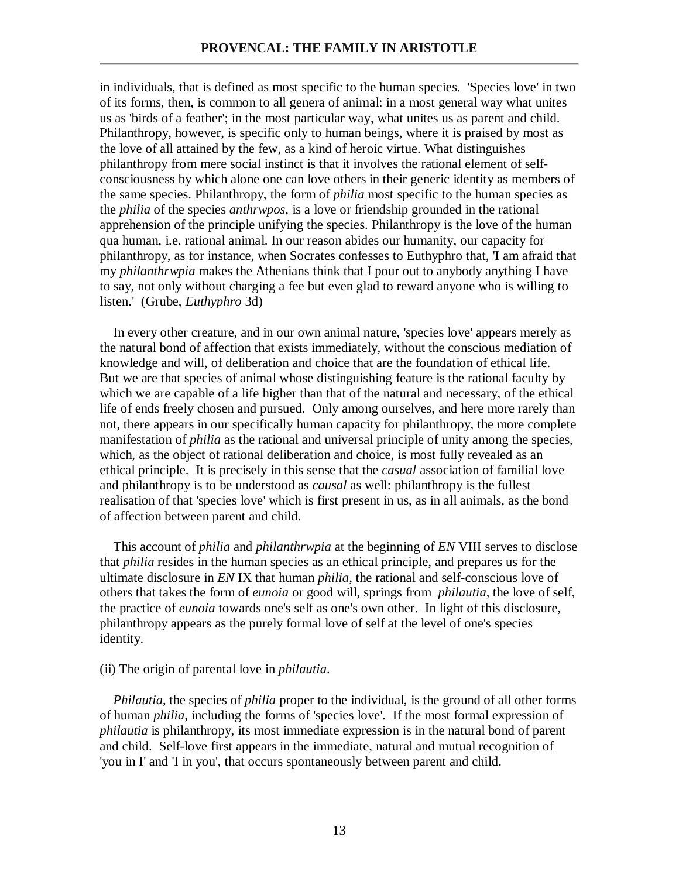in individuals, that is defined as most specific to the human species. 'Species love' in two of its forms, then, is common to all genera of animal: in a most general way what unites us as 'birds of a feather'; in the most particular way, what unites us as parent and child. Philanthropy, however, is specific only to human beings, where it is praised by most as the love of all attained by the few, as a kind of heroic virtue. What distinguishes philanthropy from mere social instinct is that it involves the rational element of self-consciousness by which alone one can love others in their generic identity as members of the same species. Philanthropy, the form of *philia* most specific to the human species as the *philia* of the species *anthrwpos*, is a love or friendship grounded in the rational apprehension of the principle unifying the species. Philanthropy is the love of the human qua human, i.e. rational animal. In our reason abides our humanity, our capacity for philanthropy, as for instance, when Socrates confesses to Euthyphro that, 'I am afraid that my *philanthrwpia* makes the Athenians think that I pour out to anybody anything I have to say, not only without charging a fee but even glad to reward anyone who is willing to listen.' (Grube, *Euthyphro* 3d)

In every other creature, and in our own animal nature, 'species love' appears merely as the natural bond of affection that exists immediately, without the conscious mediation of knowledge and will, of deliberation and choice that are the foundation of ethical life. But we are that species of animal whose distinguishing feature is the rational faculty by which we are capable of a life higher than that of the natural and necessary, of the ethical life of ends freely chosen and pursued. Only among ourselves, and here more rarely than not, there appears in our specifically human capacity for philanthropy, the more complete manifestation of *philia* as the rational and universal principle of unity among the species, which, as the object of rational deliberation and choice, is most fully revealed as an ethical principle. It is precisely in this sense that the *casual* association of familial love and philanthropy is to be understood as *causal* as well: philanthropy is the fullest realisation of that 'species love' which is first present in us, as in all animals, as the bond of affection between parent and child.

This account of *philia* and *philanthrwpia* at the beginning of *EN* VIII serves to disclose that *philia* resides in the human species as an ethical principle, and prepares us for the ultimate disclosure in *EN* IX that human *philia*, the rational and self-conscious love of others that takes the form of *eunoia* or good will, springs from *philautia*, the love of self, the practice of *eunoia* towards one's self as one's own other. In light of this disclosure, philanthropy appears as the purely formal love of self at the level of one's species identity.

(ii) The origin of parental love in *philautia*.

*Philautia*, the species of *philia* proper to the individual, is the ground of all other forms of human *philia*, including the forms of 'species love'. If the most formal expression of *philautia* is philanthropy, its most immediate expression is in the natural bond of parent and child. Self-love first appears in the immediate, natural and mutual recognition of 'you in I' and 'I in you', that occurs spontaneously between parent and child.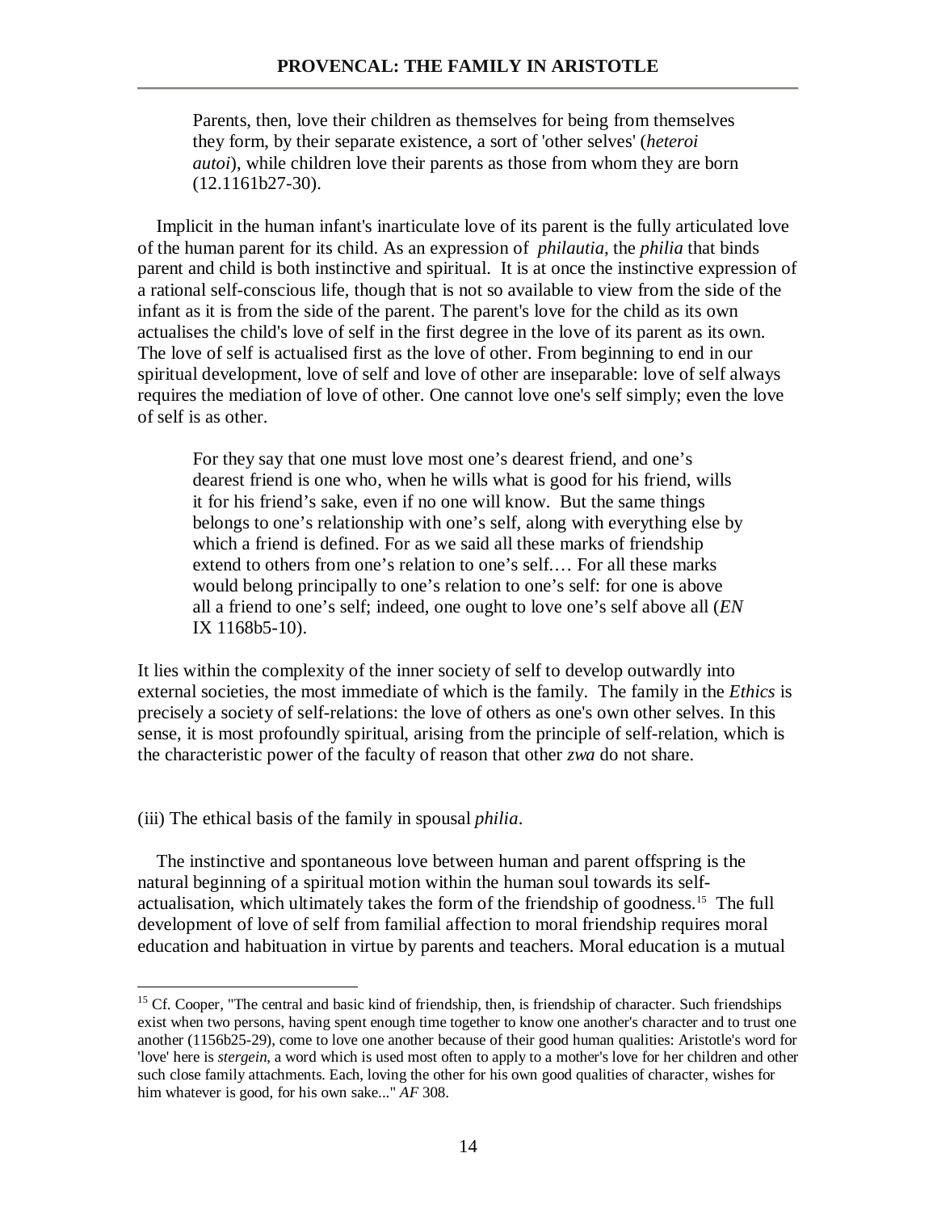> Parents, then, love their children as themselves for being from themselves they form, by their separate existence, a sort of 'other selves' (*heteroi autoi*), while children love their parents as those from whom they are born (12.1161b27-30).

Implicit in the human infant's inarticulate love of its parent is the fully articulated love of the human parent for its child. As an expression of *philautia*, the *philia* that binds parent and child is both instinctive and spiritual. It is at once the instinctive expression of a rational self-conscious life, though that is not so available to view from the side of the infant as it is from the side of the parent. The parent's love for the child as its own actualises the child's love of self in the first degree in the love of its parent as its own. The love of self is actualised first as the love of other. From beginning to end in our spiritual development, love of self and love of other are inseparable: love of self always requires the mediation of love of other. One cannot love one's self simply; even the love of self is as other.

> For they say that one must love most one's dearest friend, and one's dearest friend is one who, when he wills what is good for his friend, wills it for his friend's sake, even if no one will know. But the same things belongs to one's relationship with one's self, along with everything else by which a friend is defined. For as we said all these marks of friendship extend to others from one's relation to one's self.… For all these marks would belong principally to one's relation to one's self: for one is above all a friend to one's self; indeed, one ought to love one's self above all (*EN* IX 1168b5-10).

It lies within the complexity of the inner society of self to develop outwardly into external societies, the most immediate of which is the family. The family in the *Ethics* is precisely a society of self-relations: the love of others as one's own other selves. In this sense, it is most profoundly spiritual, arising from the principle of self-relation, which is the characteristic power of the faculty of reason that other *zwa* do not share.

(iii) The ethical basis of the family in spousal *philia*.

The instinctive and spontaneous love between human and parent offspring is the natural beginning of a spiritual motion within the human soul towards its self-actualisation, which ultimately takes the form of the friendship of goodness.[15] The full development of love of self from familial affection to moral friendship requires moral education and habituation in virtue by parents and teachers. Moral education is a mutual

---

[15] Cf. Cooper, "The central and basic kind of friendship, then, is friendship of character. Such friendships exist when two persons, having spent enough time together to know one another's character and to trust one another (1156b25-29), come to love one another because of their good human qualities: Aristotle's word for 'love' here is *stergein*, a word which is used most often to apply to a mother's love for her children and other such close family attachments. Each, loving the other for his own good qualities of character, wishes for him whatever is good, for his own sake..." *AF* 308.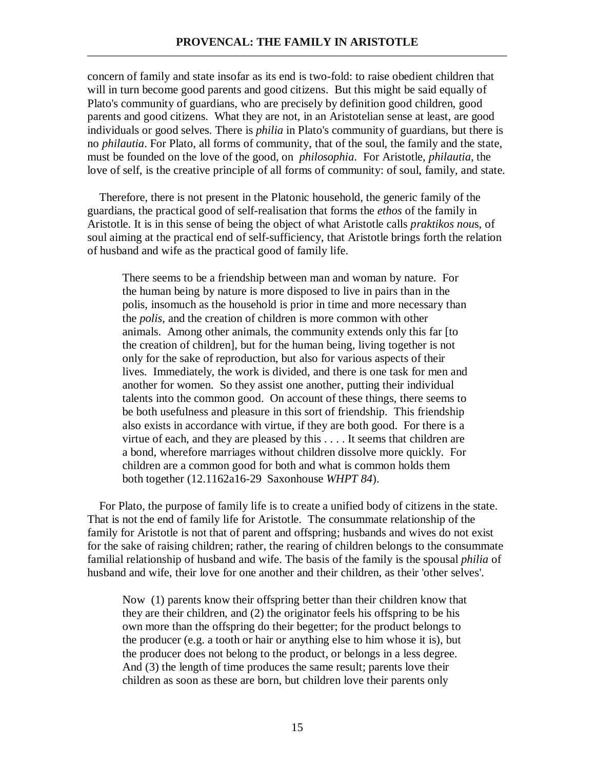concern of family and state insofar as its end is two-fold: to raise obedient children that will in turn become good parents and good citizens. But this might be said equally of Plato's community of guardians, who are precisely by definition good children, good parents and good citizens. What they are not, in an Aristotelian sense at least, are good individuals or good selves. There is *philia* in Plato's community of guardians, but there is no *philautia*. For Plato, all forms of community, that of the soul, the family and the state, must be founded on the love of the good, on *philosophia*. For Aristotle, *philautia*, the love of self, is the creative principle of all forms of community: of soul, family, and state.

Therefore, there is not present in the Platonic household, the generic family of the guardians, the practical good of self-realisation that forms the *ethos* of the family in Aristotle. It is in this sense of being the object of what Aristotle calls *praktikos nou*s, of soul aiming at the practical end of self-sufficiency, that Aristotle brings forth the relation of husband and wife as the practical good of family life.

> There seems to be a friendship between man and woman by nature. For the human being by nature is more disposed to live in pairs than in the polis, insomuch as the household is prior in time and more necessary than the *polis*, and the creation of children is more common with other animals. Among other animals, the community extends only this far [to the creation of children], but for the human being, living together is not only for the sake of reproduction, but also for various aspects of their lives. Immediately, the work is divided, and there is one task for men and another for women. So they assist one another, putting their individual talents into the common good. On account of these things, there seems to be both usefulness and pleasure in this sort of friendship. This friendship also exists in accordance with virtue, if they are both good. For there is a virtue of each, and they are pleased by this . . . . It seems that children are a bond, wherefore marriages without children dissolve more quickly. For children are a common good for both and what is common holds them both together (12.1162a16-29 Saxonhouse *WHPT 84*).

For Plato, the purpose of family life is to create a unified body of citizens in the state. That is not the end of family life for Aristotle. The consummate relationship of the family for Aristotle is not that of parent and offspring; husbands and wives do not exist for the sake of raising children; rather, the rearing of children belongs to the consummate familial relationship of husband and wife. The basis of the family is the spousal *philia* of husband and wife, their love for one another and their children, as their 'other selves'.

> Now (1) parents know their offspring better than their children know that they are their children, and (2) the originator feels his offspring to be his own more than the offspring do their begetter; for the product belongs to the producer (e.g. a tooth or hair or anything else to him whose it is), but the producer does not belong to the product, or belongs in a less degree. And (3) the length of time produces the same result; parents love their children as soon as these are born, but children love their parents only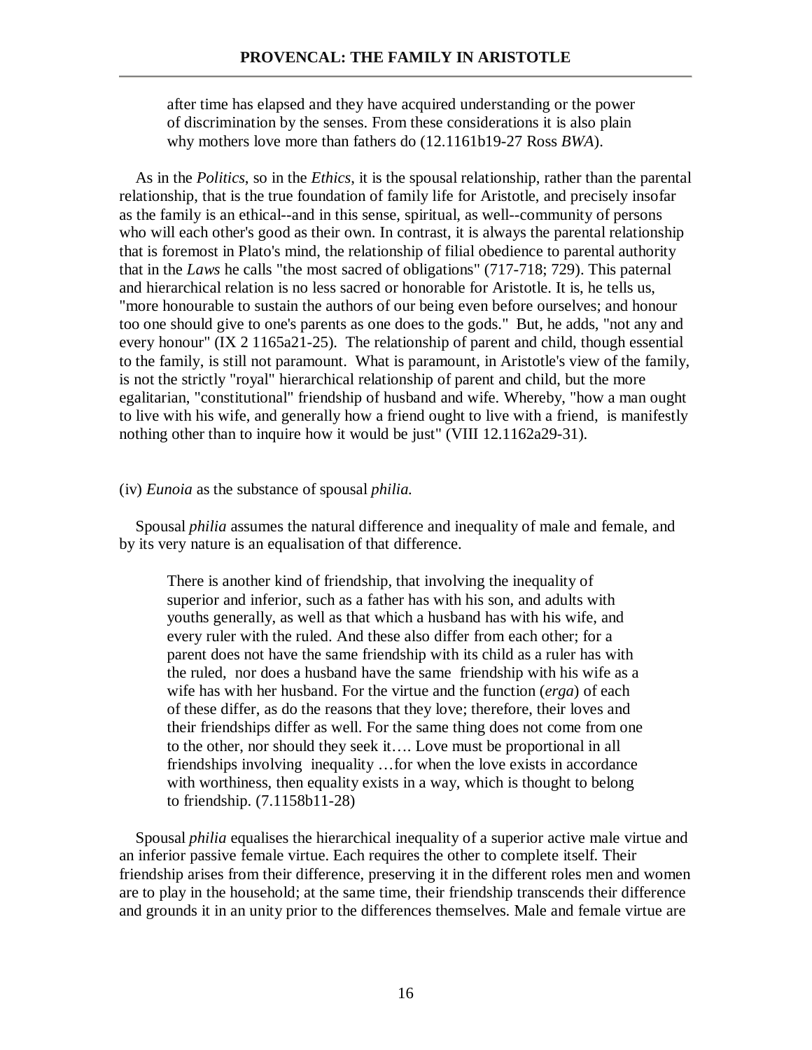> after time has elapsed and they have acquired understanding or the power of discrimination by the senses. From these considerations it is also plain why mothers love more than fathers do (12.1161b19-27 Ross *BWA*).

As in the *Politics*, so in the *Ethics*, it is the spousal relationship, rather than the parental relationship, that is the true foundation of family life for Aristotle, and precisely insofar as the family is an ethical--and in this sense, spiritual, as well--community of persons who will each other's good as their own. In contrast, it is always the parental relationship that is foremost in Plato's mind, the relationship of filial obedience to parental authority that in the *Laws* he calls "the most sacred of obligations" (717-718; 729). This paternal and hierarchical relation is no less sacred or honorable for Aristotle. It is, he tells us, "more honourable to sustain the authors of our being even before ourselves; and honour too one should give to one's parents as one does to the gods." But, he adds, "not any and every honour" (IX 2 1165a21-25). The relationship of parent and child, though essential to the family, is still not paramount. What is paramount, in Aristotle's view of the family, is not the strictly "royal" hierarchical relationship of parent and child, but the more egalitarian, "constitutional" friendship of husband and wife. Whereby, "how a man ought to live with his wife, and generally how a friend ought to live with a friend, is manifestly nothing other than to inquire how it would be just" (VIII 12.1162a29-31).

(iv) *Eunoia* as the substance of spousal *philia.*

Spousal *philia* assumes the natural difference and inequality of male and female, and by its very nature is an equalisation of that difference.

> There is another kind of friendship, that involving the inequality of superior and inferior, such as a father has with his son, and adults with youths generally, as well as that which a husband has with his wife, and every ruler with the ruled. And these also differ from each other; for a parent does not have the same friendship with its child as a ruler has with the ruled, nor does a husband have the same friendship with his wife as a wife has with her husband. For the virtue and the function (***erga***) of each of these differ, as do the reasons that they love; therefore, their loves and their friendships differ as well. For the same thing does not come from one to the other, nor should they seek it…. Love must be proportional in all friendships involving inequality …for when the love exists in accordance with worthiness, then equality exists in a way, which is thought to belong to friendship. (7.1158b11-28)

Spousal *philia* equalises the hierarchical inequality of a superior active male virtue and an inferior passive female virtue. Each requires the other to complete itself. Their friendship arises from their difference, preserving it in the different roles men and women are to play in the household; at the same time, their friendship transcends their difference and grounds it in an unity prior to the differences themselves. Male and female virtue are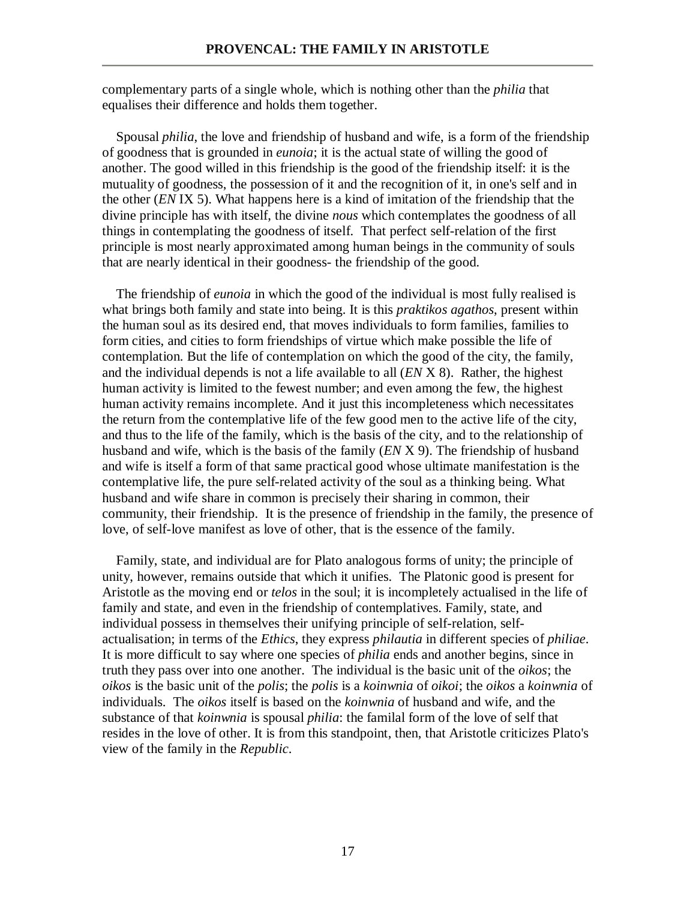complementary parts of a single whole, which is nothing other than the *philia* that equalises their difference and holds them together.

Spousal *philia*, the love and friendship of husband and wife, is a form of the friendship of goodness that is grounded in *eunoia*; it is the actual state of willing the good of another. The good willed in this friendship is the good of the friendship itself: it is the mutuality of goodness, the possession of it and the recognition of it, in one's self and in the other (*EN* IX 5). What happens here is a kind of imitation of the friendship that the divine principle has with itself, the divine *nous* which contemplates the goodness of all things in contemplating the goodness of itself. That perfect self-relation of the first principle is most nearly approximated among human beings in the community of souls that are nearly identical in their goodness- the friendship of the good.

The friendship of *eunoia* in which the good of the individual is most fully realised is what brings both family and state into being. It is this *praktikos agathos*, present within the human soul as its desired end, that moves individuals to form families, families to form cities, and cities to form friendships of virtue which make possible the life of contemplation. But the life of contemplation on which the good of the city, the family, and the individual depends is not a life available to all (*EN* X 8). Rather, the highest human activity is limited to the fewest number; and even among the few, the highest human activity remains incomplete. And it just this incompleteness which necessitates the return from the contemplative life of the few good men to the active life of the city, and thus to the life of the family, which is the basis of the city, and to the relationship of husband and wife, which is the basis of the family (*EN* X 9). The friendship of husband and wife is itself a form of that same practical good whose ultimate manifestation is the contemplative life, the pure self-related activity of the soul as a thinking being. What husband and wife share in common is precisely their sharing in common, their community, their friendship. It is the presence of friendship in the family, the presence of love, of self-love manifest as love of other, that is the essence of the family.

Family, state, and individual are for Plato analogous forms of unity; the principle of unity, however, remains outside that which it unifies. The Platonic good is present for Aristotle as the moving end or *telos* in the soul; it is incompletely actualised in the life of family and state, and even in the friendship of contemplatives. Family, state, and individual possess in themselves their unifying principle of self-relation, self-actualisation; in terms of the *Ethics*, they express *philautia* in different species of *philiae*. It is more difficult to say where one species of *philia* ends and another begins, since in truth they pass over into one another. The individual is the basic unit of the *oikos*; the *oikos* is the basic unit of the *polis*; the *polis* is a *koinwnia* of *oikoi*; the *oikos* a *koinwnia* of individuals. The *oikos* itself is based on the *koinwnia* of husband and wife, and the substance of that *koinwnia* is spousal *philia*: the familal form of the love of self that resides in the love of other. It is from this standpoint, then, that Aristotle criticizes Plato's view of the family in the *Republic*.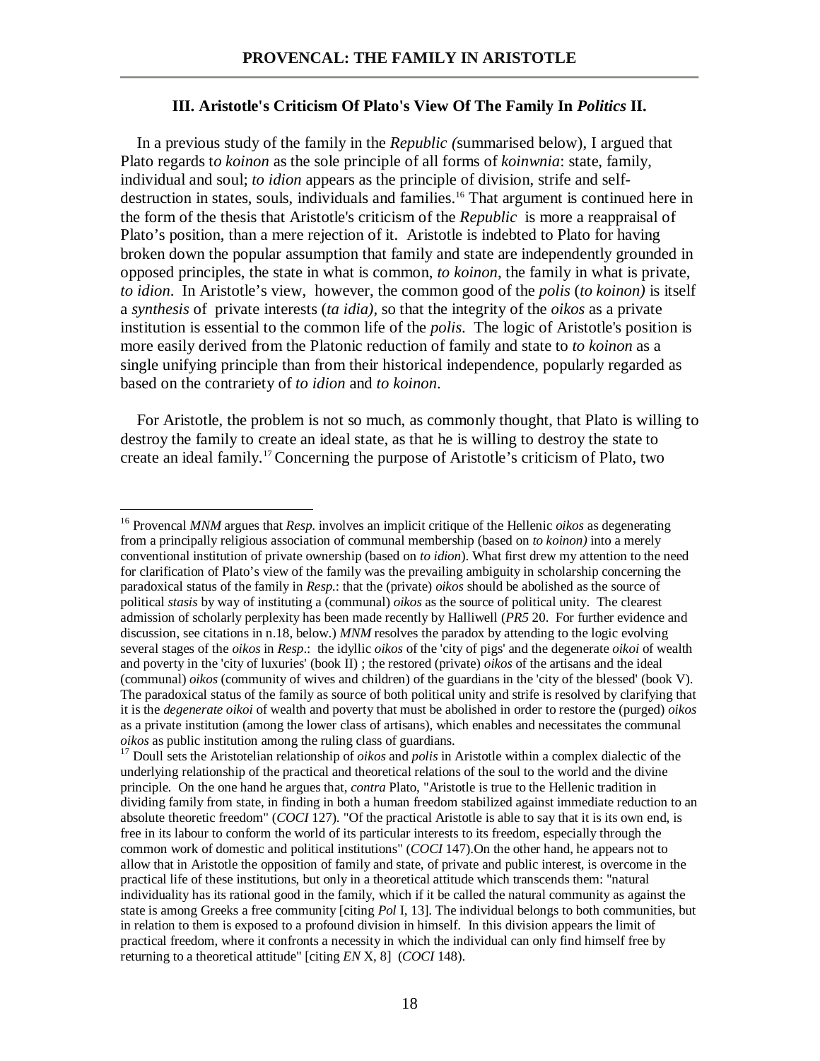### III. Aristotle's Criticism Of Plato's View Of The Family In *Politics* II.

In a previous study of the family in the *Republic (*summarised below), I argued that Plato regards t*o koinon* as the sole principle of all forms of *koinwnia*: state, family, individual and soul; *to idion* appears as the principle of division, strife and self-destruction in states, souls, individuals and families.[16] That argument is continued here in the form of the thesis that Aristotle's criticism of the *Republic* is more a reappraisal of Plato's position, than a mere rejection of it. Aristotle is indebted to Plato for having broken down the popular assumption that family and state are independently grounded in opposed principles, the state in what is common, *to koinon*, the family in what is private, *to idion*. In Aristotle's view, however, the common good of the *polis* (*to koinon)* is itself a *synthesis* of private interests (*ta idia)*, so that the integrity of the *oikos* as a private institution is essential to the common life of the *polis*. The logic of Aristotle's position is more easily derived from the Platonic reduction of family and state to *to koinon* as a single unifying principle than from their historical independence, popularly regarded as based on the contrariety of *to idion* and *to koinon*.

For Aristotle, the problem is not so much, as commonly thought, that Plato is willing to destroy the family to create an ideal state, as that he is willing to destroy the state to create an ideal family.[17] Concerning the purpose of Aristotle's criticism of Plato, two

---

[16] Provencal *MNM* argues that *Resp.* involves an implicit critique of the Hellenic *oikos* as degenerating from a principally religious association of communal membership (based on *to koinon)* into a merely conventional institution of private ownership (based on *to idion*). What first drew my attention to the need for clarification of Plato's view of the family was the prevailing ambiguity in scholarship concerning the paradoxical status of the family in *Resp.*: that the (private) *oikos* should be abolished as the source of political *stasis* by way of instituting a (communal) *oikos* as the source of political unity. The clearest admission of scholarly perplexity has been made recently by Halliwell (*PR5* 20. For further evidence and discussion, see citations in n.18, below.) *MNM* resolves the paradox by attending to the logic evolving several stages of the *oikos* in *Resp*.: the idyllic *oikos* of the 'city of pigs' and the degenerate *oikoi* of wealth and poverty in the 'city of luxuries' (book II) ; the restored (private) *oikos* of the artisans and the ideal (communal) *oikos* (community of wives and children) of the guardians in the 'city of the blessed' (book V). The paradoxical status of the family as source of both political unity and strife is resolved by clarifying that it is the *degenerate oikoi* of wealth and poverty that must be abolished in order to restore the (purged) *oikos* as a private institution (among the lower class of artisans), which enables and necessitates the communal *oikos* as public institution among the ruling class of guardians.

[17] Doull sets the Aristotelian relationship of *oikos* and *polis* in Aristotle within a complex dialectic of the underlying relationship of the practical and theoretical relations of the soul to the world and the divine principle. On the one hand he argues that, *contra* Plato, "Aristotle is true to the Hellenic tradition in dividing family from state, in finding in both a human freedom stabilized against immediate reduction to an absolute theoretic freedom" (*COCI* 127). "Of the practical Aristotle is able to say that it is its own end, is free in its labour to conform the world of its particular interests to its freedom, especially through the common work of domestic and political institutions" (*COCI* 147).On the other hand, he appears not to allow that in Aristotle the opposition of family and state, of private and public interest, is overcome in the practical life of these institutions, but only in a theoretical attitude which transcends them: "natural individuality has its rational good in the family, which if it be called the natural community as against the state is among Greeks a free community [citing *Pol* I, 13]. The individual belongs to both communities, but in relation to them is exposed to a profound division in himself. In this division appears the limit of practical freedom, where it confronts a necessity in which the individual can only find himself free by returning to a theoretical attitude" [citing *EN* X, 8] (*COCI* 148).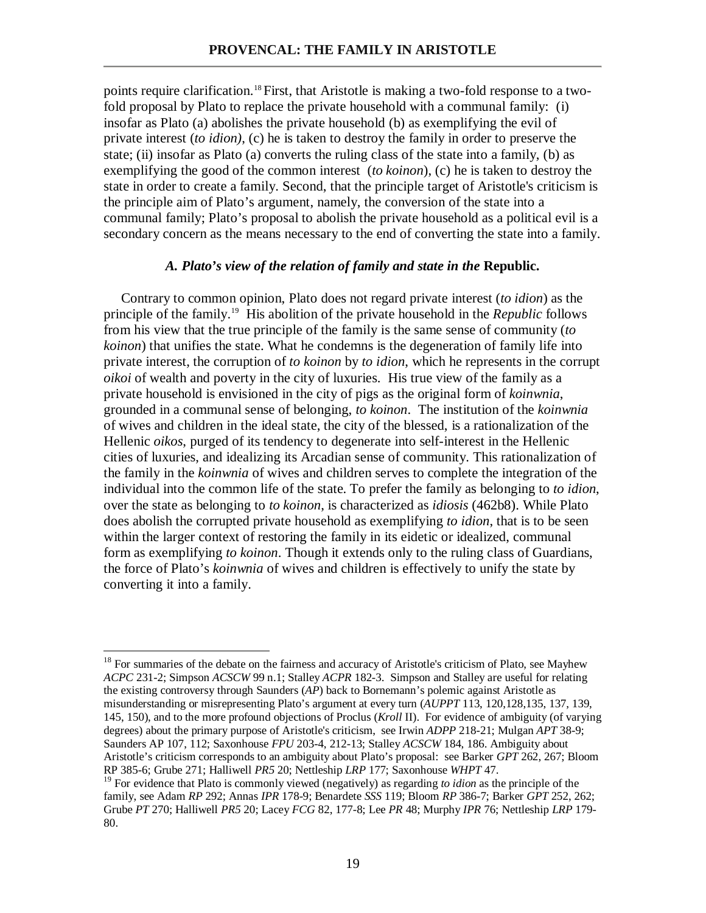points require clarification.[18] First, that Aristotle is making a two-fold response to a two-fold proposal by Plato to replace the private household with a communal family: (i) insofar as Plato (a) abolishes the private household (b) as exemplifying the evil of private interest (*to idion)*, (c) he is taken to destroy the family in order to preserve the state; (ii) insofar as Plato (a) converts the ruling class of the state into a family, (b) as exemplifying the good of the common interest (*to koinon*), (c) he is taken to destroy the state in order to create a family. Second, that the principle target of Aristotle's criticism is the principle aim of Plato's argument, namely, the conversion of the state into a communal family; Plato's proposal to abolish the private household as a political evil is a secondary concern as the means necessary to the end of converting the state into a family.

### *A. Plato's view of the relation of family and state in the* Republic.

Contrary to common opinion, Plato does not regard private interest (*to idion*) as the principle of the family.[19] His abolition of the private household in the *Republic* follows from his view that the true principle of the family is the same sense of community (*to koinon*) that unifies the state. What he condemns is the degeneration of family life into private interest, the corruption of *to koinon* by *to idion*, which he represents in the corrupt *oikoi* of wealth and poverty in the city of luxuries. His true view of the family as a private household is envisioned in the city of pigs as the original form of *koinwnia*, grounded in a communal sense of belonging, *to koinon*. The institution of the *koinwnia* of wives and children in the ideal state, the city of the blessed, is a rationalization of the Hellenic *oikos*, purged of its tendency to degenerate into self-interest in the Hellenic cities of luxuries, and idealizing its Arcadian sense of community. This rationalization of the family in the *koinwnia* of wives and children serves to complete the integration of the individual into the common life of the state. To prefer the family as belonging to *to idion*, over the state as belonging to *to koinon*, is characterized as *idiosis* (462b8). While Plato does abolish the corrupted private household as exemplifying *to idion*, that is to be seen within the larger context of restoring the family in its eidetic or idealized, communal form as exemplifying *to koinon*. Though it extends only to the ruling class of Guardians, the force of Plato's *koinwnia* of wives and children is effectively to unify the state by converting it into a family.

---

[18] For summaries of the debate on the fairness and accuracy of Aristotle's criticism of Plato, see Mayhew *ACPC* 231-2; Simpson *ACSCW* 99 n.1; Stalley *ACPR* 182-3. Simpson and Stalley are useful for relating the existing controversy through Saunders (*AP*) back to Bornemann's polemic against Aristotle as misunderstanding or misrepresenting Plato's argument at every turn (*AUPPT* 113, 120,128,135, 137, 139, 145, 150), and to the more profound objections of Proclus (*Kroll* II). For evidence of ambiguity (of varying degrees) about the primary purpose of Aristotle's criticism, see Irwin *ADPP* 218-21; Mulgan *APT* 38-9; Saunders AP 107, 112; Saxonhouse *FPU* 203-4, 212-13; Stalley *ACSCW* 184, 186. Ambiguity about Aristotle's criticism corresponds to an ambiguity about Plato's proposal: see Barker *GPT* 262, 267; Bloom RP 385-6; Grube 271; Halliwell *PR5* 20; Nettleship *LRP* 177; Saxonhouse *WHPT* 47.

[19] For evidence that Plato is commonly viewed (negatively) as regarding *to idion* as the principle of the family, see Adam *RP* 292; Annas *IPR* 178-9; Benardete *SSS* 119; Bloom *RP* 386-7; Barker *GPT* 252, 262; Grube *PT* 270; Halliwell *PR5* 20; Lacey *FCG* 82, 177-8; Lee *PR* 48; Murphy *IPR* 76; Nettleship *LRP* 179-80.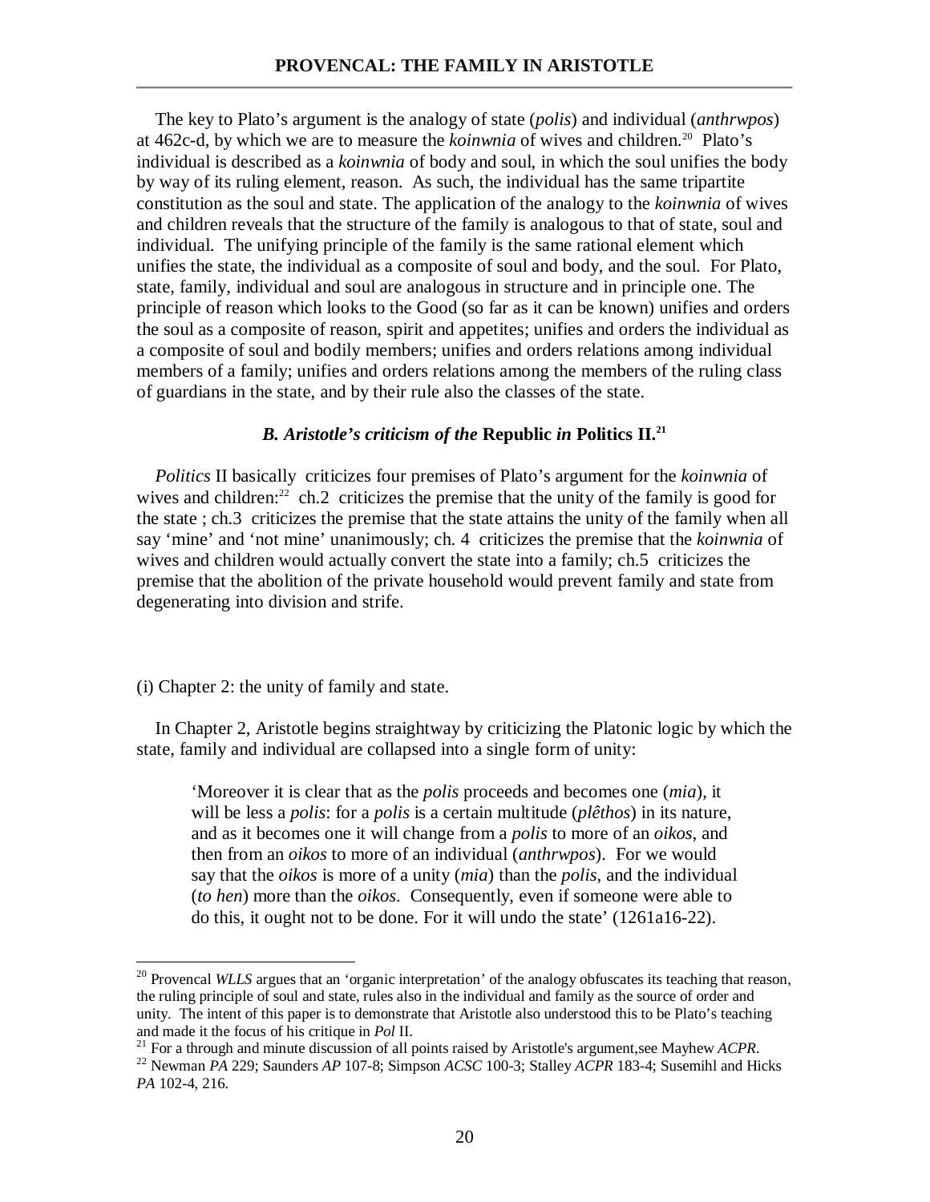The key to Plato's argument is the analogy of state (*polis*) and individual (*anthrwpos*) at 462c-d, by which we are to measure the *koinwnia* of wives and children.[20] Plato's individual is described as a *koinwnia* of body and soul, in which the soul unifies the body by way of its ruling element, reason. As such, the individual has the same tripartite constitution as the soul and state. The application of the analogy to the *koinwnia* of wives and children reveals that the structure of the family is analogous to that of state, soul and individual. The unifying principle of the family is the same rational element which unifies the state, the individual as a composite of soul and body, and the soul. For Plato, state, family, individual and soul are analogous in structure and in principle one. The principle of reason which looks to the Good (so far as it can be known) unifies and orders the soul as a composite of reason, spirit and appetites; unifies and orders the individual as a composite of soul and bodily members; unifies and orders relations among individual members of a family; unifies and orders relations among the members of the ruling class of guardians in the state, and by their rule also the classes of the state.

### *B. Aristotle's criticism of the* Republic *in* Politics II.[21]

*Politics* II basically criticizes four premises of Plato's argument for the *koinwnia* of wives and children:[22] ch.2 criticizes the premise that the unity of the family is good for the state ; ch.3 criticizes the premise that the state attains the unity of the family when all say 'mine' and 'not mine' unanimously; ch. 4 criticizes the premise that the *koinwnia* of wives and children would actually convert the state into a family; ch.5 criticizes the premise that the abolition of the private household would prevent family and state from degenerating into division and strife.

(i) Chapter 2: the unity of family and state.

In Chapter 2, Aristotle begins straightway by criticizing the Platonic logic by which the state, family and individual are collapsed into a single form of unity:

> 'Moreover it is clear that as the *polis* proceeds and becomes one (*mia*), it will be less a *polis*: for a *polis* is a certain multitude (*plêthos*) in its nature, and as it becomes one it will change from a *polis* to more of an *oikos*, and then from an *oikos* to more of an individual (*anthrwpos*). For we would say that the *oikos* is more of a unity (*mia*) than the *polis*, and the individual (*to hen*) more than the *oikos*. Consequently, even if someone were able to do this, it ought not to be done. For it will undo the state' (1261a16-22).

---

[20] Provencal *WLLS* argues that an 'organic interpretation' of the analogy obfuscates its teaching that reason, the ruling principle of soul and state, rules also in the individual and family as the source of order and unity. The intent of this paper is to demonstrate that Aristotle also understood this to be Plato's teaching and made it the focus of his critique in *Pol* II.

[21] For a through and minute discussion of all points raised by Aristotle's argument,see Mayhew *ACPR*.

[22] Newman *PA* 229; Saunders *AP* 107-8; Simpson *ACSC* 100-3; Stalley *ACPR* 183-4; Susemihl and Hicks *PA* 102-4, 216.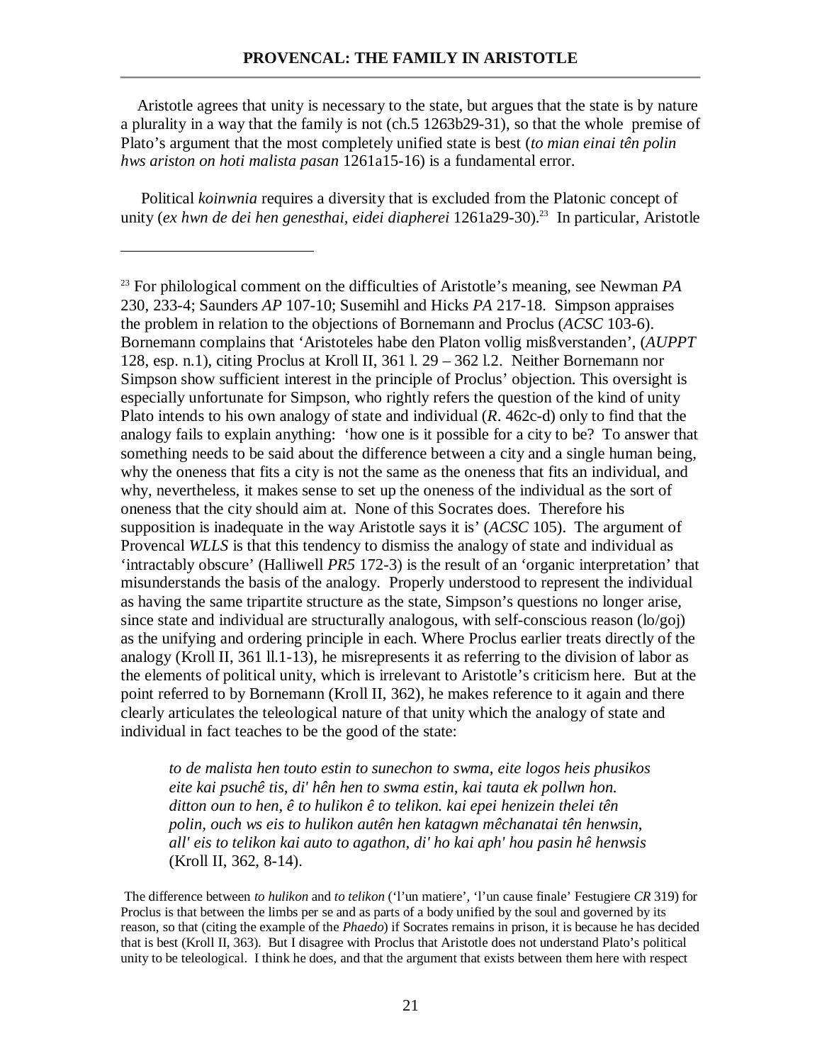Aristotle agrees that unity is necessary to the state, but argues that the state is by nature a plurality in a way that the family is not (ch.5 1263b29-31), so that the whole premise of Plato's argument that the most completely unified state is best (*to mian einai tên polin hws ariston on hoti malista pasan* 1261a15-16) is a fundamental error.

Political *koinwnia* requires a diversity that is excluded from the Platonic concept of unity (*ex hwn de dei hen genesthai, eidei diapherei* 1261a29-30).[23] In particular, Aristotle

---

[23] For philological comment on the difficulties of Aristotle's meaning, see Newman *PA* 230, 233-4; Saunders *AP* 107-10; Susemihl and Hicks *PA* 217-18. Simpson appraises the problem in relation to the objections of Bornemann and Proclus (*ACSC* 103-6). Bornemann complains that 'Aristoteles habe den Platon vollig misßverstanden', (*AUPPT* 128, esp. n.1), citing Proclus at Kroll II, 361 l. 29 – 362 l.2. Neither Bornemann nor Simpson show sufficient interest in the principle of Proclus' objection. This oversight is especially unfortunate for Simpson, who rightly refers the question of the kind of unity Plato intends to his own analogy of state and individual (*R*. 462c-d) only to find that the analogy fails to explain anything: 'how one is it possible for a city to be? To answer that something needs to be said about the difference between a city and a single human being, why the oneness that fits a city is not the same as the oneness that fits an individual, and why, nevertheless, it makes sense to set up the oneness of the individual as the sort of oneness that the city should aim at. None of this Socrates does. Therefore his supposition is inadequate in the way Aristotle says it is' (*ACSC* 105). The argument of Provencal *WLLS* is that this tendency to dismiss the analogy of state and individual as 'intractably obscure' (Halliwell *PR5* 172-3) is the result of an 'organic interpretation' that misunderstands the basis of the analogy. Properly understood to represent the individual as having the same tripartite structure as the state, Simpson's questions no longer arise, since state and individual are structurally analogous, with self-conscious reason (lo/goj) as the unifying and ordering principle in each. Where Proclus earlier treats directly of the analogy (Kroll II, 361 ll.1-13), he misrepresents it as referring to the division of labor as the elements of political unity, which is irrelevant to Aristotle's criticism here. But at the point referred to by Bornemann (Kroll II, 362), he makes reference to it again and there clearly articulates the teleological nature of that unity which the analogy of state and individual in fact teaches to be the good of the state:

> *to de malista hen touto estin to sunechon to swma, eite logos heis phusikos eite kai psuchê tis, di' hên hen to swma estin, kai tauta ek pollwn hon. ditton oun to hen, ê to hulikon ê to telikon. kai epei henizein thelei tên polin, ouch ws eis to hulikon autên hen katagwn mêchanatai tên henwsin, all' eis to telikon kai auto to agathon, di' ho kai aph' hou pasin hê henwsis* (Kroll II, 362, 8-14).

The difference between *to hulikon* and *to telikon* ('l'un matiere', 'l'un cause finale' Festugiere *CR* 319) for Proclus is that between the limbs per se and as parts of a body unified by the soul and governed by its reason, so that (citing the example of the *Phaedo*) if Socrates remains in prison, it is because he has decided that is best (Kroll II, 363). But I disagree with Proclus that Aristotle does not understand Plato's political unity to be teleological. I think he does, and that the argument that exists between them here with respect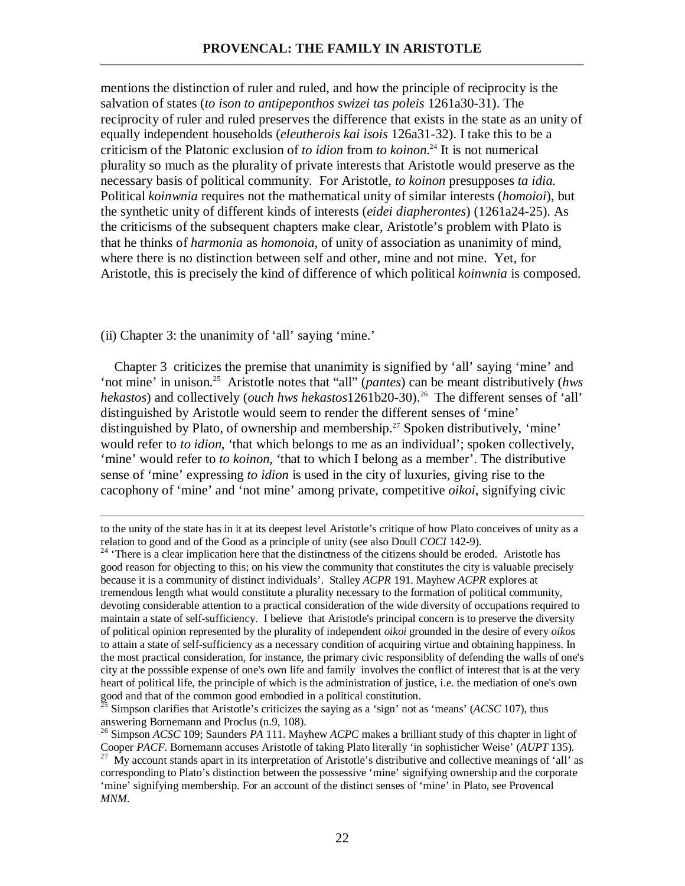mentions the distinction of ruler and ruled, and how the principle of reciprocity is the salvation of states (*to ison to antipeponthos swizei tas poleis* 1261a30-31). The reciprocity of ruler and ruled preserves the difference that exists in the state as an unity of equally independent households (*eleutherois kai isois* 126a31-32). I take this to be a criticism of the Platonic exclusion of *to idion* from *to koinon*.[24] It is not numerical plurality so much as the plurality of private interests that Aristotle would preserve as the necessary basis of political community. For Aristotle, *to koinon* presupposes *ta idia*. Political *koinwnia* requires not the mathematical unity of similar interests (*homoioi*), but the synthetic unity of different kinds of interests (*eidei diapherontes*) (1261a24-25). As the criticisms of the subsequent chapters make clear, Aristotle's problem with Plato is that he thinks of *harmonia* as *homonoia*, of unity of association as unanimity of mind, where there is no distinction between self and other, mine and not mine. Yet, for Aristotle, this is precisely the kind of difference of which political *koinwnia* is composed.

(ii) Chapter 3: the unanimity of 'all' saying 'mine.'

Chapter 3 criticizes the premise that unanimity is signified by 'all' saying 'mine' and 'not mine' in unison.[25] Aristotle notes that "all" (*pantes*) can be meant distributively (*hws hekastos*) and collectively (*ouch hws hekastos*1261b20-30).[26] The different senses of 'all' distinguished by Aristotle would seem to render the different senses of 'mine' distinguished by Plato, of ownership and membership.[27] Spoken distributively, 'mine' would refer to *to idion*, 'that which belongs to me as an individual'; spoken collectively, 'mine' would refer to *to koinon*, 'that to which I belong as a member'. The distributive sense of 'mine' expressing *to idion* is used in the city of luxuries, giving rise to the cacophony of 'mine' and 'not mine' among private, competitive *oikoi*, signifying civic

---

to the unity of the state has in it at its deepest level Aristotle's critique of how Plato conceives of unity as a relation to good and of the Good as a principle of unity (see also Doull *COCI* 142-9).

[24] 'There is a clear implication here that the distinctness of the citizens should be eroded. Aristotle has good reason for objecting to this; on his view the community that constitutes the city is valuable precisely because it is a community of distinct individuals'. Stalley *ACPR* 191. Mayhew *ACPR* explores at tremendous length what would constitute a plurality necessary to the formation of political community, devoting considerable attention to a practical consideration of the wide diversity of occupations required to maintain a state of self-sufficiency. I believe that Aristotle's principal concern is to preserve the diversity of political opinion represented by the plurality of independent *oikoi* grounded in the desire of every *oikos* to attain a state of self-sufficiency as a necessary condition of acquiring virtue and obtaining happiness. In the most practical consideration, for instance, the primary civic responsiblity of defending the walls of one's city at the posssible expense of one's own life and family involves the conflict of interest that is at the very heart of political life, the principle of which is the administration of justice, i.e. the mediation of one's own good and that of the common good embodied in a political constitution.

[25] Simpson clarifies that Aristotle's criticizes the saying as a 'sign' not as 'means' (*ACSC* 107), thus answering Bornemann and Proclus (n.9, 108).

[26] Simpson *ACSC* 109; Saunders *PA* 111. Mayhew *ACPC* makes a brilliant study of this chapter in light of Cooper *PACF*. Bornemann accuses Aristotle of taking Plato literally 'in sophisticher Weise' (*AUPT* 135).

[27] My account stands apart in its interpretation of Aristotle's distributive and collective meanings of 'all' as corresponding to Plato's distinction between the possessive 'mine' signifying ownership and the corporate 'mine' signifying membership. For an account of the distinct senses of 'mine' in Plato, see Provencal *MNM*.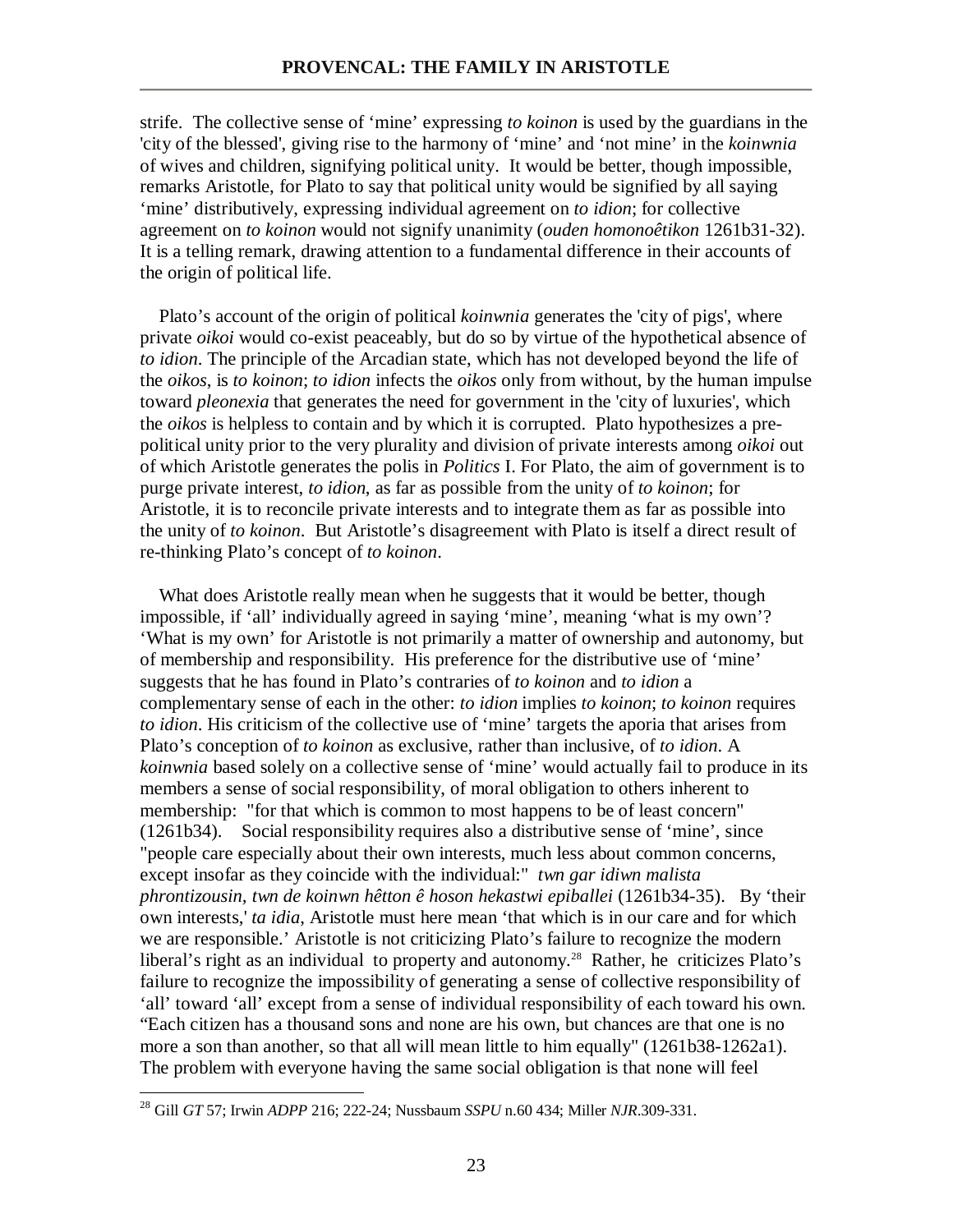strife. The collective sense of 'mine' expressing *to koinon* is used by the guardians in the 'city of the blessed', giving rise to the harmony of 'mine' and 'not mine' in the *koinwnia* of wives and children, signifying political unity. It would be better, though impossible, remarks Aristotle, for Plato to say that political unity would be signified by all saying 'mine' distributively, expressing individual agreement on *to idion*; for collective agreement on *to koinon* would not signify unanimity (*ouden homonoêtikon* 1261b31-32). It is a telling remark, drawing attention to a fundamental difference in their accounts of the origin of political life.

Plato's account of the origin of political *koinwnia* generates the 'city of pigs', where private *oikoi* would co-exist peaceably, but do so by virtue of the hypothetical absence of *to idion*. The principle of the Arcadian state, which has not developed beyond the life of the *oikos*, is *to koinon*; *to idion* infects the *oikos* only from without, by the human impulse toward *pleonexia* that generates the need for government in the 'city of luxuries', which the *oikos* is helpless to contain and by which it is corrupted. Plato hypothesizes a pre-political unity prior to the very plurality and division of private interests among *oikoi* out of which Aristotle generates the polis in *Politics* I. For Plato, the aim of government is to purge private interest, *to idion*, as far as possible from the unity of *to koinon*; for Aristotle, it is to reconcile private interests and to integrate them as far as possible into the unity of *to koinon*. But Aristotle's disagreement with Plato is itself a direct result of re-thinking Plato's concept of *to koinon*.

What does Aristotle really mean when he suggests that it would be better, though impossible, if 'all' individually agreed in saying 'mine', meaning 'what is my own'? 'What is my own' for Aristotle is not primarily a matter of ownership and autonomy, but of membership and responsibility. His preference for the distributive use of 'mine' suggests that he has found in Plato's contraries of *to koinon* and *to idion* a complementary sense of each in the other: *to idion* implies *to koinon*; *to koinon* requires *to idion*. His criticism of the collective use of 'mine' targets the aporia that arises from Plato's conception of *to koinon* as exclusive, rather than inclusive, of *to idion*. A *koinwnia* based solely on a collective sense of 'mine' would actually fail to produce in its members a sense of social responsibility, of moral obligation to others inherent to membership: "for that which is common to most happens to be of least concern" (1261b34). Social responsibility requires also a distributive sense of 'mine', since "people care especially about their own interests, much less about common concerns, except insofar as they coincide with the individual:" *twn gar idiwn malista phrontizousin, twn de koinwn hêtton ê hoson hekastwi epiballei* (1261b34-35). By 'their own interests,' *ta idia*, Aristotle must here mean 'that which is in our care and for which we are responsible.' Aristotle is not criticizing Plato's failure to recognize the modern liberal's right as an individual to property and autonomy.[28] Rather, he criticizes Plato's failure to recognize the impossibility of generating a sense of collective responsibility of 'all' toward 'all' except from a sense of individual responsibility of each toward his own. "Each citizen has a thousand sons and none are his own, but chances are that one is no more a son than another, so that all will mean little to him equally" (1261b38-1262a1). The problem with everyone having the same social obligation is that none will feel

[28] Gill *GT* 57; Irwin *ADPP* 216; 222-24; Nussbaum *SSPU* n.60 434; Miller *NJR*.309-331.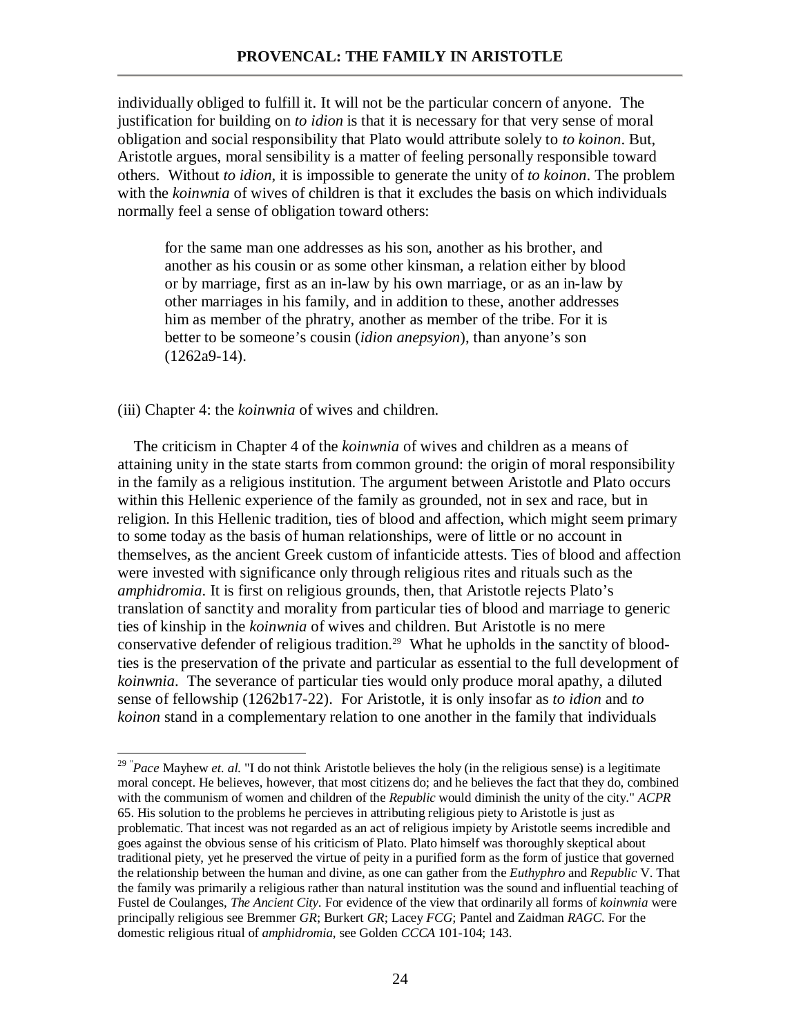individually obliged to fulfill it. It will not be the particular concern of anyone. The justification for building on *to idion* is that it is necessary for that very sense of moral obligation and social responsibility that Plato would attribute solely to *to koinon*. But, Aristotle argues, moral sensibility is a matter of feeling personally responsible toward others. Without *to idion*, it is impossible to generate the unity of *to koinon*. The problem with the *koinwnia* of wives of children is that it excludes the basis on which individuals normally feel a sense of obligation toward others:

> for the same man one addresses as his son, another as his brother, and another as his cousin or as some other kinsman, a relation either by blood or by marriage, first as an in-law by his own marriage, or as an in-law by other marriages in his family, and in addition to these, another addresses him as member of the phratry, another as member of the tribe. For it is better to be someone's cousin (*idion anepsyion*), than anyone's son (1262a9-14).

(iii) Chapter 4: the *koinwnia* of wives and children.

The criticism in Chapter 4 of the *koinwnia* of wives and children as a means of attaining unity in the state starts from common ground: the origin of moral responsibility in the family as a religious institution. The argument between Aristotle and Plato occurs within this Hellenic experience of the family as grounded, not in sex and race, but in religion. In this Hellenic tradition, ties of blood and affection, which might seem primary to some today as the basis of human relationships, were of little or no account in themselves, as the ancient Greek custom of infanticide attests. Ties of blood and affection were invested with significance only through religious rites and rituals such as the *amphidromia*. It is first on religious grounds, then, that Aristotle rejects Plato's translation of sanctity and morality from particular ties of blood and marriage to generic ties of kinship in the *koinwnia* of wives and children. But Aristotle is no mere conservative defender of religious tradition.[29] What he upholds in the sanctity of blood-ties is the preservation of the private and particular as essential to the full development of *koinwnia*. The severance of particular ties would only produce moral apathy, a diluted sense of fellowship (1262b17-22). For Aristotle, it is only insofar as *to idion* and *to koinon* stand in a complementary relation to one another in the family that individuals

[29] *Pace* Mayhew *et. al.* "I do not think Aristotle believes the holy (in the religious sense) is a legitimate moral concept. He believes, however, that most citizens do; and he believes the fact that they do, combined with the communism of women and children of the *Republic* would diminish the unity of the city." *ACPR* 65. His solution to the problems he percieves in attributing religious piety to Aristotle is just as problematic. That incest was not regarded as an act of religious impiety by Aristotle seems incredible and goes against the obvious sense of his criticism of Plato. Plato himself was thoroughly skeptical about traditional piety, yet he preserved the virtue of peity in a purified form as the form of justice that governed the relationship between the human and divine, as one can gather from the *Euthyphro* and *Republic* V. That the family was primarily a religious rather than natural institution was the sound and influential teaching of Fustel de Coulanges, *The Ancient City*. For evidence of the view that ordinarily all forms of *koinwnia* were principally religious see Bremmer *GR*; Burkert *GR*; Lacey *FCG*; Pantel and Zaidman *RAGC*. For the domestic religious ritual of *amphidromia*, see Golden *CCCA* 101-104; 143.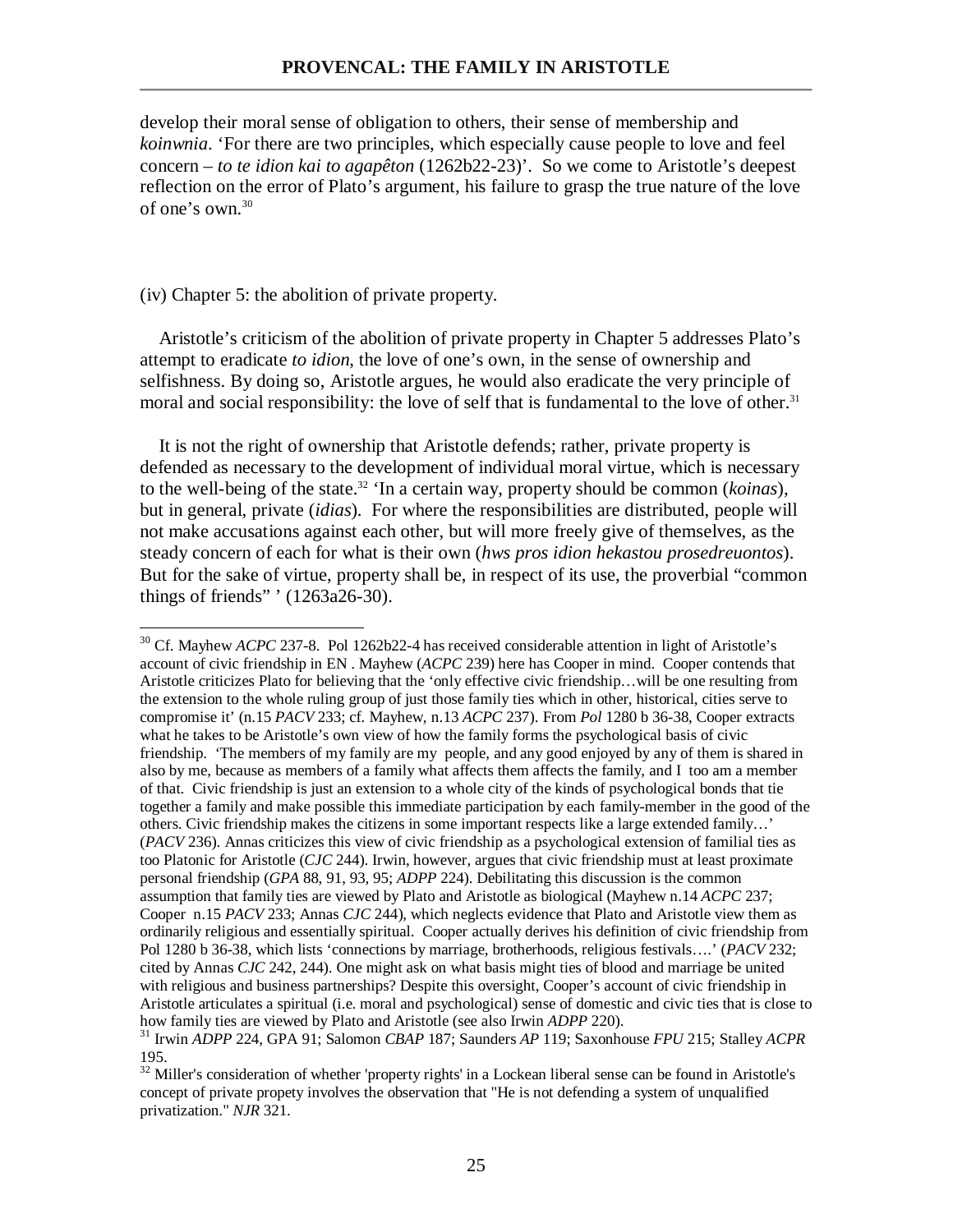develop their moral sense of obligation to others, their sense of membership and *koinwnia*. 'For there are two principles, which especially cause people to love and feel concern – *to te idion kai to agapêton* (1262b22-23)'. So we come to Aristotle's deepest reflection on the error of Plato's argument, his failure to grasp the true nature of the love of one's own.[30]

(iv) Chapter 5: the abolition of private property.

Aristotle's criticism of the abolition of private property in Chapter 5 addresses Plato's attempt to eradicate *to idion*, the love of one's own, in the sense of ownership and selfishness. By doing so, Aristotle argues, he would also eradicate the very principle of moral and social responsibility: the love of self that is fundamental to the love of other.[31]

It is not the right of ownership that Aristotle defends; rather, private property is defended as necessary to the development of individual moral virtue, which is necessary to the well-being of the state.[32] 'In a certain way, property should be common (*koinas*), but in general, private (*idias*). For where the responsibilities are distributed, people will not make accusations against each other, but will more freely give of themselves, as the steady concern of each for what is their own (*hws pros idion hekastou prosedreuontos*). But for the sake of virtue, property shall be, in respect of its use, the proverbial "common things of friends" ' (1263a26-30).

---

[30] Cf. Mayhew *ACPC* 237-8. Pol 1262b22-4 has received considerable attention in light of Aristotle's account of civic friendship in EN . Mayhew (*ACPC* 239) here has Cooper in mind. Cooper contends that Aristotle criticizes Plato for believing that the 'only effective civic friendship…will be one resulting from the extension to the whole ruling group of just those family ties which in other, historical, cities serve to compromise it' (n.15 *PACV* 233; cf. Mayhew, n.13 *ACPC* 237). From *Pol* 1280 b 36-38, Cooper extracts what he takes to be Aristotle's own view of how the family forms the psychological basis of civic friendship. 'The members of my family are my people, and any good enjoyed by any of them is shared in also by me, because as members of a family what affects them affects the family, and I too am a member of that. Civic friendship is just an extension to a whole city of the kinds of psychological bonds that tie together a family and make possible this immediate participation by each family-member in the good of the others. Civic friendship makes the citizens in some important respects like a large extended family…' (*PACV* 236). Annas criticizes this view of civic friendship as a psychological extension of familial ties as too Platonic for Aristotle (*CJC* 244). Irwin, however, argues that civic friendship must at least proximate personal friendship (*GPA* 88, 91, 93, 95; *ADPP* 224). Debilitating this discussion is the common assumption that family ties are viewed by Plato and Aristotle as biological (Mayhew n.14 *ACPC* 237; Cooper n.15 *PACV* 233; Annas *CJC* 244), which neglects evidence that Plato and Aristotle view them as ordinarily religious and essentially spiritual. Cooper actually derives his definition of civic friendship from Pol 1280 b 36-38, which lists 'connections by marriage, brotherhoods, religious festivals….' (*PACV* 232; cited by Annas *CJC* 242, 244). One might ask on what basis might ties of blood and marriage be united with religious and business partnerships? Despite this oversight, Cooper's account of civic friendship in Aristotle articulates a spiritual (i.e. moral and psychological) sense of domestic and civic ties that is close to how family ties are viewed by Plato and Aristotle (see also Irwin *ADPP* 220).

[31] Irwin *ADPP* 224, GPA 91; Salomon *CBAP* 187; Saunders *AP* 119; Saxonhouse *FPU* 215; Stalley *ACPR* 195.

[32] Miller's consideration of whether 'property rights' in a Lockean liberal sense can be found in Aristotle's concept of private propety involves the observation that "He is not defending a system of unqualified privatization." *NJR* 321.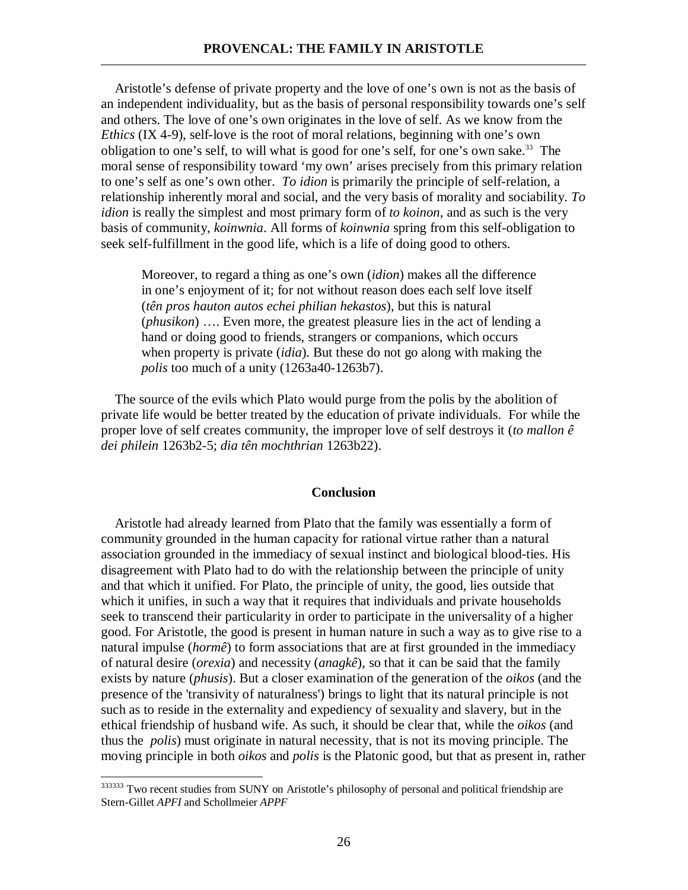Aristotle's defense of private property and the love of one's own is not as the basis of an independent individuality, but as the basis of personal responsibility towards one's self and others. The love of one's own originates in the love of self. As we know from the *Ethics* (IX 4-9), self-love is the root of moral relations, beginning with one's own obligation to one's self, to will what is good for one's self, for one's own sake.[33] The moral sense of responsibility toward 'my own' arises precisely from this primary relation to one's self as one's own other. *To idion* is primarily the principle of self-relation, a relationship inherently moral and social, and the very basis of morality and sociability. *To idion* is really the simplest and most primary form of *to koinon*, and as such is the very basis of community, *koinwnia*. All forms of *koinwnia* spring from this self-obligation to seek self-fulfillment in the good life, which is a life of doing good to others.

> Moreover, to regard a thing as one's own (*idion*) makes all the difference in one's enjoyment of it; for not without reason does each self love itself (*tên pros hauton autos echei philian hekastos*), but this is natural (*phusikon*) …. Even more, the greatest pleasure lies in the act of lending a hand or doing good to friends, strangers or companions, which occurs when property is private (*idia*). But these do not go along with making the *polis* too much of a unity (1263a40-1263b7).

The source of the evils which Plato would purge from the polis by the abolition of private life would be better treated by the education of private individuals. For while the proper love of self creates community, the improper love of self destroys it (*to mallon ê dei philein* 1263b2-5; *dia tên mochthrian* 1263b22).

## Conclusion

Aristotle had already learned from Plato that the family was essentially a form of community grounded in the human capacity for rational virtue rather than a natural association grounded in the immediacy of sexual instinct and biological blood-ties. His disagreement with Plato had to do with the relationship between the principle of unity and that which it unified. For Plato, the principle of unity, the good, lies outside that which it unifies, in such a way that it requires that individuals and private households seek to transcend their particularity in order to participate in the universality of a higher good. For Aristotle, the good is present in human nature in such a way as to give rise to a natural impulse (*hormê*) to form associations that are at first grounded in the immediacy of natural desire (*orexia*) and necessity (*anagkê*), so that it can be said that the family exists by nature (*phusis*). But a closer examination of the generation of the *oikos* (and the presence of the 'transivity of naturalness') brings to light that its natural principle is not such as to reside in the externality and expediency of sexuality and slavery, but in the ethical friendship of husband wife. As such, it should be clear that, while the *oikos* (and thus the *polis*) must originate in natural necessity, that is not its moving principle. The moving principle in both *oikos* and *polis* is the Platonic good, but that as present in, rather

---

[333333] Two recent studies from SUNY on Aristotle's philosophy of personal and political friendship are Stern-Gillet *APFI* and Schollmeier *APPF*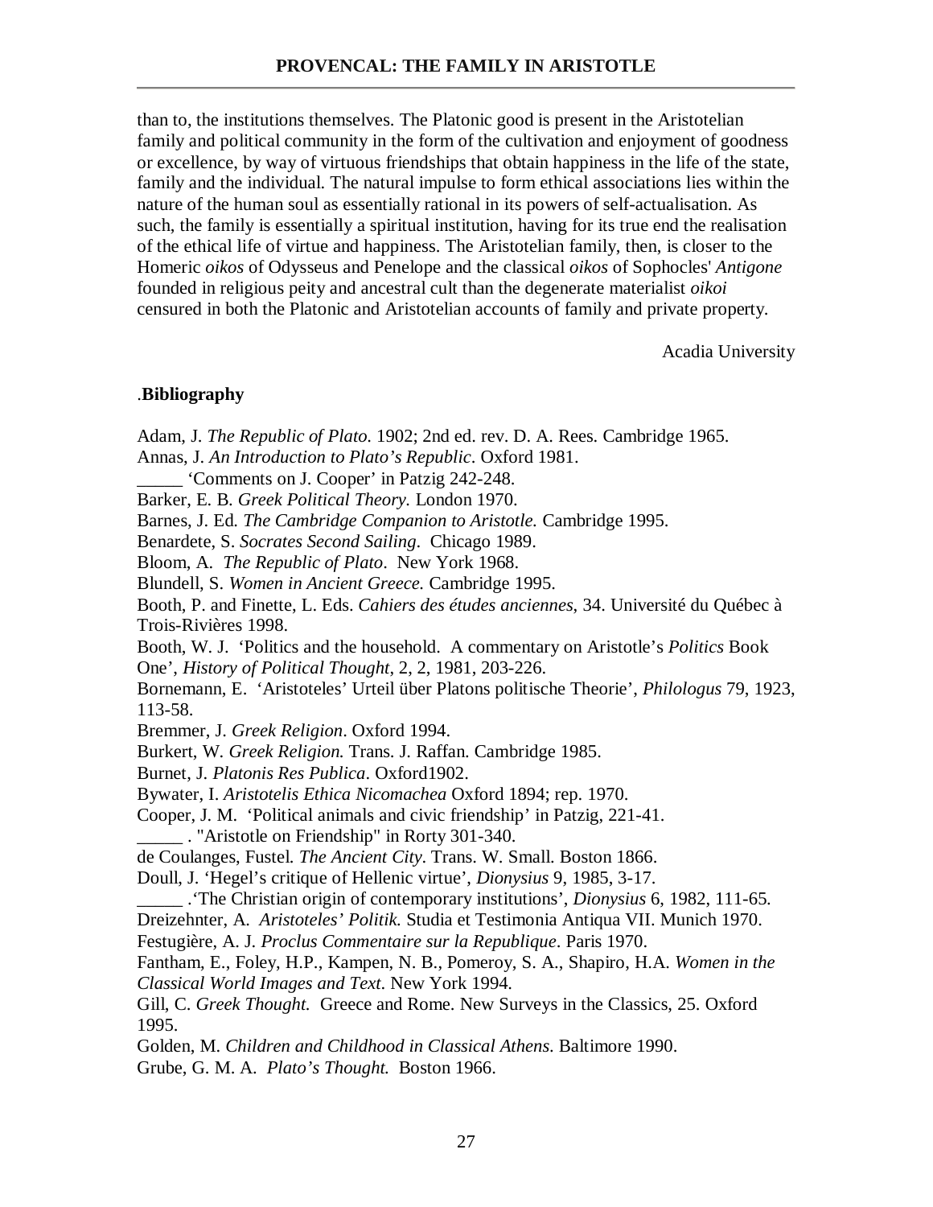than to, the institutions themselves. The Platonic good is present in the Aristotelian family and political community in the form of the cultivation and enjoyment of goodness or excellence, by way of virtuous friendships that obtain happiness in the life of the state, family and the individual. The natural impulse to form ethical associations lies within the nature of the human soul as essentially rational in its powers of self-actualisation. As such, the family is essentially a spiritual institution, having for its true end the realisation of the ethical life of virtue and happiness. The Aristotelian family, then, is closer to the Homeric *oikos* of Odysseus and Penelope and the classical *oikos* of Sophocles' *Antigone* founded in religious peity and ancestral cult than the degenerate materialist *oikoi* censured in both the Platonic and Aristotelian accounts of family and private property.

Acadia University

.**Bibliography**

Adam, J. *The Republic of Plato.* 1902; 2nd ed. rev. D. A. Rees. Cambridge 1965.
Annas, J. *An Introduction to Plato's Republic*. Oxford 1981.
_____ 'Comments on J. Cooper' in Patzig 242-248.
Barker, E. B. *Greek Political Theory.* London 1970.
Barnes, J. Ed. *The Cambridge Companion to Aristotle.* Cambridge 1995.
Benardete, S. *Socrates Second Sailing*. Chicago 1989.
Bloom, A. *The Republic of Plato*. New York 1968.
Blundell, S. *Women in Ancient Greece.* Cambridge 1995.
Booth, P. and Finette, L. Eds. *Cahiers des études anciennes*, 34. Université du Québec à Trois-Rivières 1998.
Booth, W. J. 'Politics and the household. A commentary on Aristotle's *Politics* Book One', *History of Political Thought*, 2, 2, 1981, 203-226.
Bornemann, E. 'Aristoteles' Urteil über Platons politische Theorie', *Philologus* 79, 1923, 113-58.
Bremmer, J. *Greek Religion*. Oxford 1994.
Burkert, W. *Greek Religion.* Trans. J. Raffan. Cambridge 1985.
Burnet, J. *Platonis Res Publica*. Oxford1902.
Bywater, I. *Aristotelis Ethica Nicomachea* Oxford 1894; rep. 1970.
Cooper, J. M. 'Political animals and civic friendship' in Patzig, 221-41.
_____ . "Aristotle on Friendship" in Rorty 301-340.
de Coulanges, Fustel. *The Ancient City*. Trans. W. Small. Boston 1866.
Doull, J. 'Hegel's critique of Hellenic virtue', *Dionysius* 9, 1985, 3-17.
_____ .'The Christian origin of contemporary institutions', *Dionysius* 6, 1982, 111-65.
Dreizehnter, A. *Aristoteles' Politik.* Studia et Testimonia Antiqua VII. Munich 1970.
Festugière, A. J. *Proclus Commentaire sur la Republique*. Paris 1970.
Fantham, E., Foley, H.P., Kampen, N. B., Pomeroy, S. A., Shapiro, H.A. *Women in the Classical World Images and Text.* New York 1994.
Gill, C. *Greek Thought.* Greece and Rome. New Surveys in the Classics, 25. Oxford 1995.
Golden, M. *Children and Childhood in Classical Athens*. Baltimore 1990.
Grube, G. M. A. *Plato's Thought.* Boston 1966.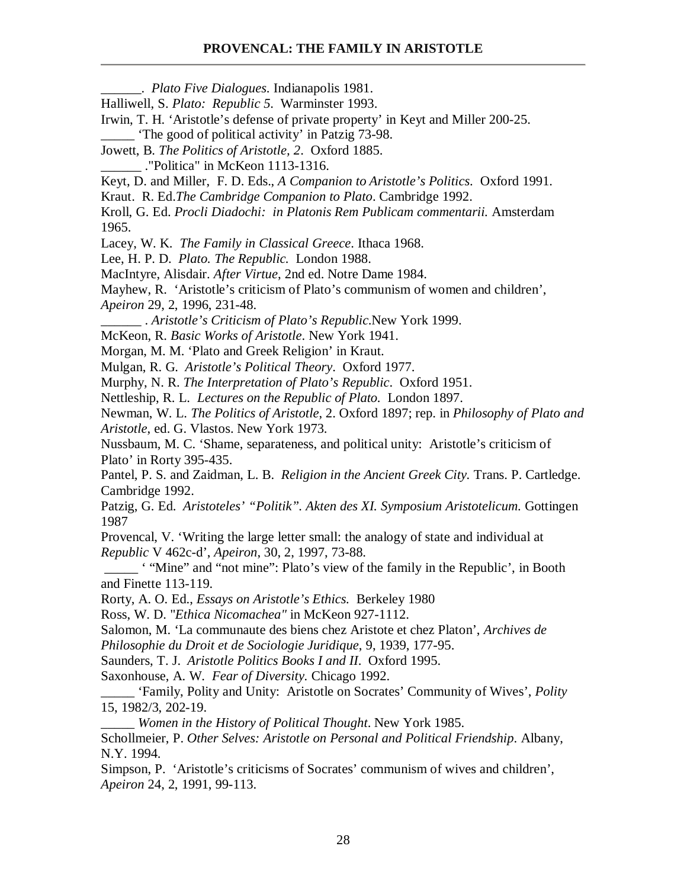______. *Plato Five Dialogues*. Indianapolis 1981.

Halliwell, S. *Plato: Republic 5*. Warminster 1993.

Irwin, T. H. 'Aristotle's defense of private property' in Keyt and Miller 200-25.

_____ 'The good of political activity' in Patzig 73-98.

Jowett, B. *The Politics of Aristotle, 2*. Oxford 1885.

______ ."Politica" in McKeon 1113-1316.

Keyt, D. and Miller, F. D. Eds., *A Companion to Aristotle's Politics*. Oxford 1991.

Kraut. R. Ed.*The Cambridge Companion to Plato*. Cambridge 1992.

Kroll, G. Ed. *Procli Diadochi: in Platonis Rem Publicam commentarii.* Amsterdam 1965.

Lacey, W. K. *The Family in Classical Greece*. Ithaca 1968.

Lee, H. P. D. *Plato. The Republic.* London 1988.

MacIntyre, Alisdair. *After Virtue*, 2nd ed. Notre Dame 1984.

Mayhew, R. 'Aristotle's criticism of Plato's communism of women and children', *Apeiron* 29, 2, 1996, 231-48.

______ . *Aristotle's Criticism of Plato's Republic*.New York 1999.

McKeon, R. *Basic Works of Aristotle*. New York 1941.

Morgan, M. M. 'Plato and Greek Religion' in Kraut.

Mulgan, R. G. *Aristotle's Political Theory*. Oxford 1977.

Murphy, N. R. *The Interpretation of Plato's Republic*. Oxford 1951.

Nettleship, R. L. *Lectures on the Republic of Plato.* London 1897.

Newman, W. L. *The Politics of Aristotle*, 2. Oxford 1897; rep. in *Philosophy of Plato and Aristotle*, ed. G. Vlastos. New York 1973.

Nussbaum, M. C. 'Shame, separateness, and political unity: Aristotle's criticism of Plato' in Rorty 395-435.

Pantel, P. S. and Zaidman, L. B. *Religion in the Ancient Greek City.* Trans. P. Cartledge. Cambridge 1992.

Patzig, G. Ed. *Aristoteles' "Politik". Akten des XI. Symposium Aristotelicum.* Gottingen 1987

Provencal, V. 'Writing the large letter small: the analogy of state and individual at *Republic* V 462c-d', *Apeiron*, 30, 2, 1997, 73-88.

_____ ' "Mine" and "not mine": Plato's view of the family in the Republic', in Booth and Finette 113-119.

Rorty, A. O. Ed., *Essays on Aristotle's Ethics.* Berkeley 1980

Ross, W. D. "*Ethica Nicomachea"* in McKeon 927-1112.

Salomon, M. 'La communaute des biens chez Aristote et chez Platon', *Archives de Philosophie du Droit et de Sociologie Juridique*, 9, 1939, 177-95.

Saunders, T. J. *Aristotle Politics Books I and II*. Oxford 1995.

Saxonhouse, A. W. *Fear of Diversity.* Chicago 1992.

_____ 'Family, Polity and Unity: Aristotle on Socrates' Community of Wives', *Polity* 15, 1982/3, 202-19.

_____ *Women in the History of Political Thought*. New York 1985.

Schollmeier, P. *Other Selves: Aristotle on Personal and Political Friendship*. Albany, N.Y. 1994.

Simpson, P. 'Aristotle's criticisms of Socrates' communism of wives and children', *Apeiron* 24, 2, 1991, 99-113.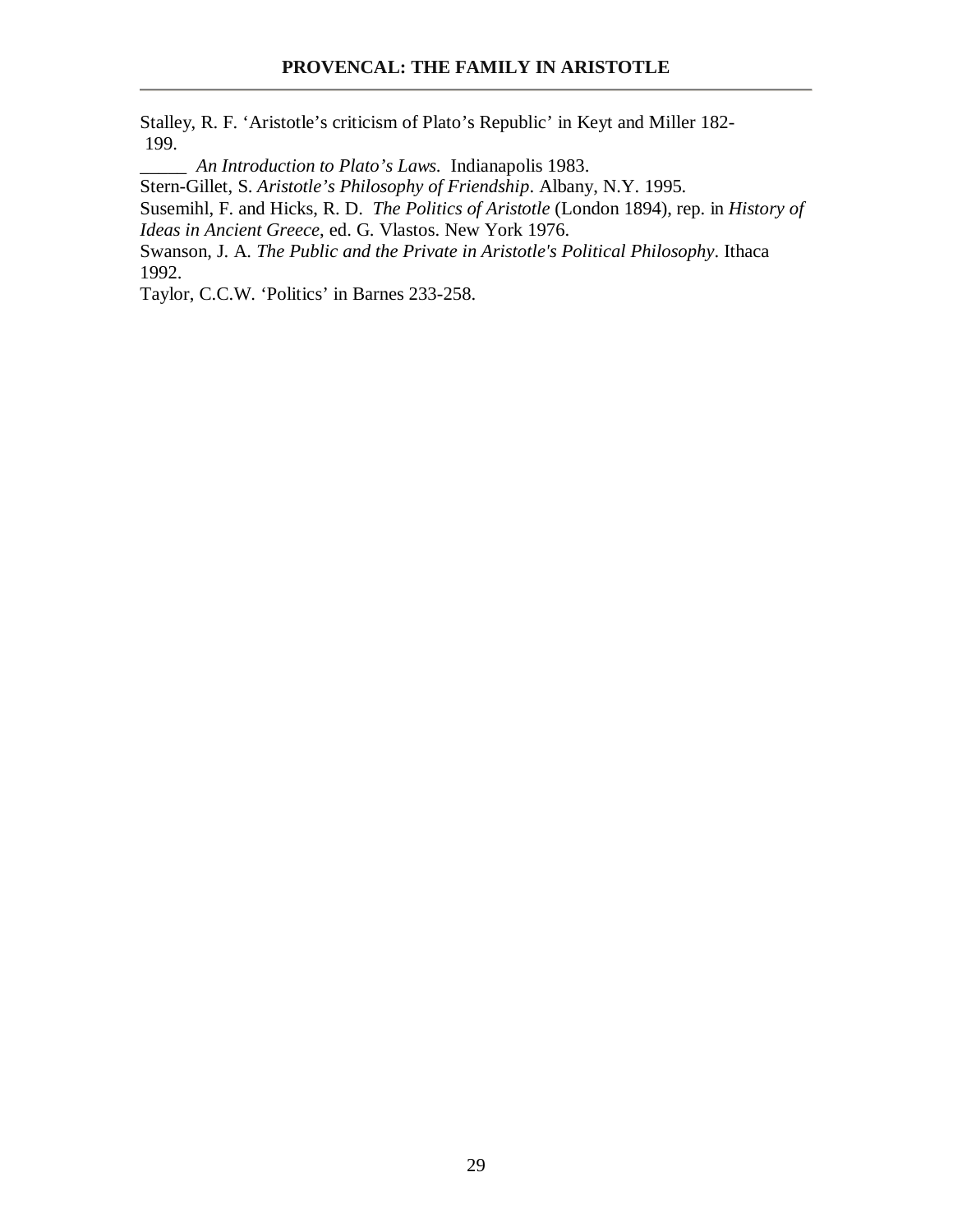Stalley, R. F. 'Aristotle's criticism of Plato's Republic' in Keyt and Miller 182-199.

_____ *An Introduction to Plato's Laws.* Indianapolis 1983.

Stern-Gillet, S. *Aristotle's Philosophy of Friendship*. Albany, N.Y. 1995.

Susemihl, F. and Hicks, R. D. *The Politics of Aristotle* (London 1894), rep. in *History of Ideas in Ancient Greece*, ed. G. Vlastos. New York 1976.

Swanson, J. A. *The Public and the Private in Aristotle's Political Philosophy*. Ithaca 1992.

Taylor, C.C.W. 'Politics' in Barnes 233-258.